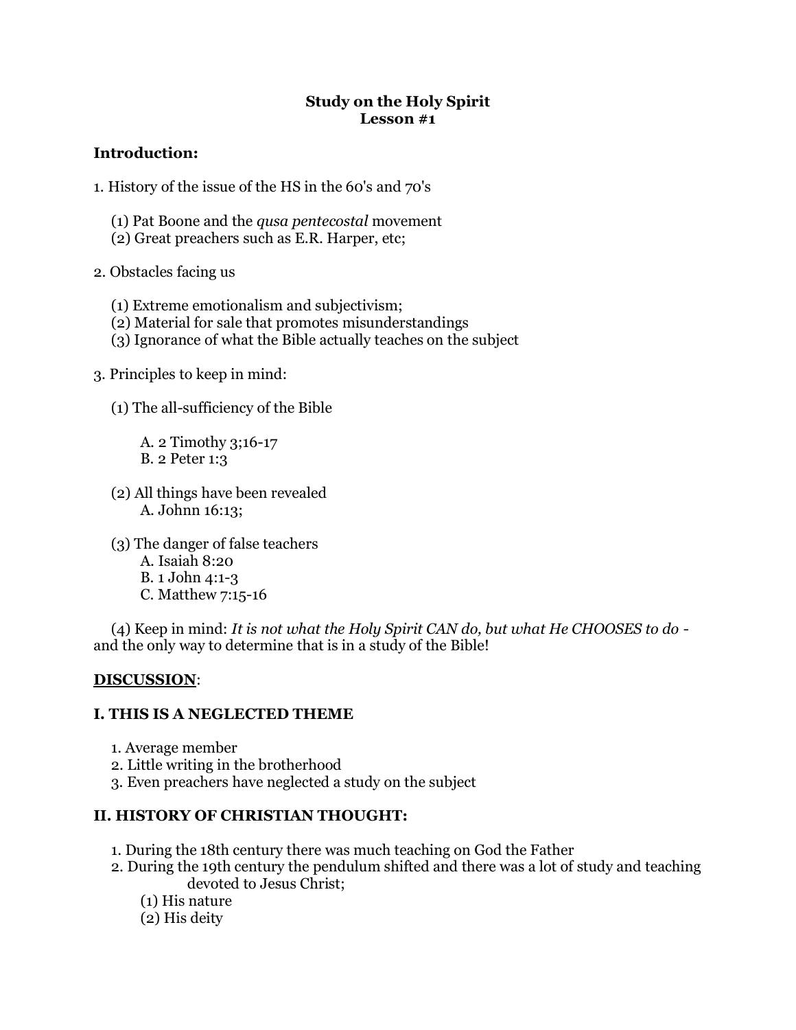**Study on the Holy Spirit**
**Lesson #1**

**Introduction:**

1. History of the issue of the HS in the 60's and 70's

   (1) Pat Boone and the *qusa pentecostal* movement
   (2) Great preachers such as E.R. Harper, etc;

2. Obstacles facing us

   (1) Extreme emotionalism and subjectivism;
   (2) Material for sale that promotes misunderstandings
   (3) Ignorance of what the Bible actually teaches on the subject

3. Principles to keep in mind:

   (1) The all-sufficiency of the Bible

      A. 2 Timothy 3;16-17
      B. 2 Peter 1:3

   (2) All things have been revealed
      A. Johnn 16:13;

   (3) The danger of false teachers
      A. Isaiah 8:20
      B. 1 John 4:1-3
      C. Matthew 7:15-16

   (4) Keep in mind: *It is not what the Holy Spirit CAN do, but what He CHOOSES to do* - and the only way to determine that is in a study of the Bible!

**DISCUSSION**:

**I. THIS IS A NEGLECTED THEME**

1. Average member
2. Little writing in the brotherhood
3. Even preachers have neglected a study on the subject

**II. HISTORY OF CHRISTIAN THOUGHT:**

1. During the 18th century there was much teaching on God the Father
2. During the 19th century the pendulum shifted and there was a lot of study and teaching devoted to Jesus Christ;
   (1) His nature
   (2) His deity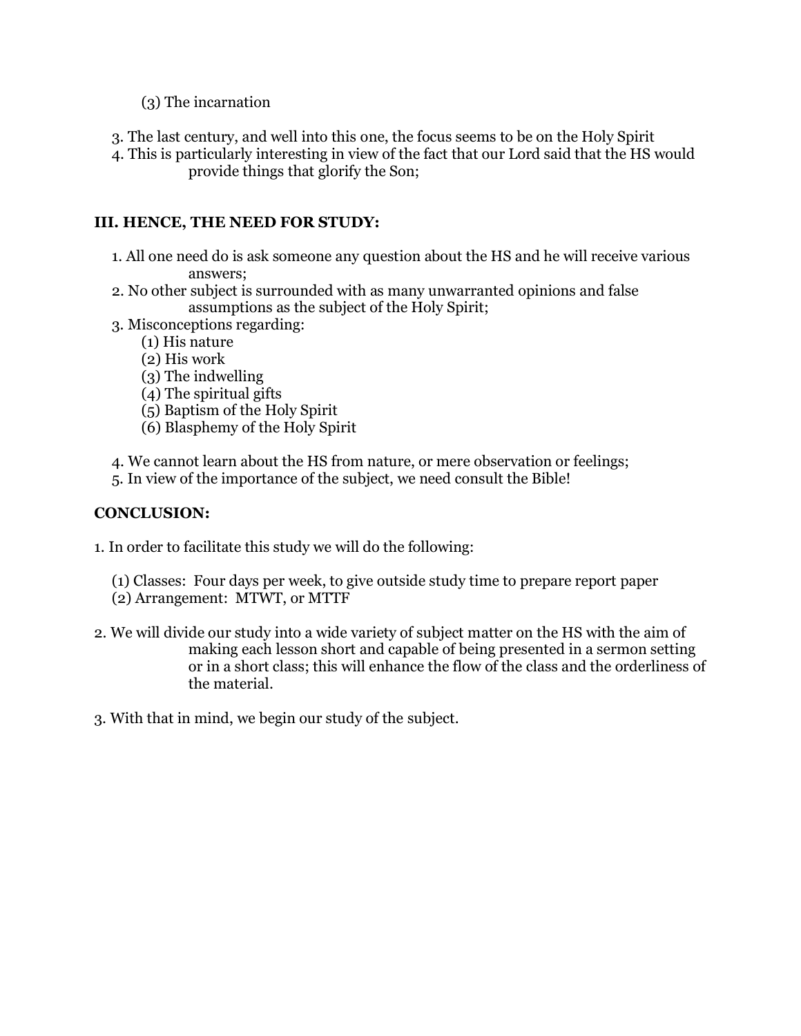(3) The incarnation

3. The last century, and well into this one, the focus seems to be on the Holy Spirit
4. This is particularly interesting in view of the fact that our Lord said that the HS would provide things that glorify the Son;

### III. HENCE, THE NEED FOR STUDY:

1. All one need do is ask someone any question about the HS and he will receive various answers;
2. No other subject is surrounded with as many unwarranted opinions and false assumptions as the subject of the Holy Spirit;
3. Misconceptions regarding:
   (1) His nature
   (2) His work
   (3) The indwelling
   (4) The spiritual gifts
   (5) Baptism of the Holy Spirit
   (6) Blasphemy of the Holy Spirit

4. We cannot learn about the HS from nature, or mere observation or feelings;
5. In view of the importance of the subject, we need consult the Bible!

### CONCLUSION:

1. In order to facilitate this study we will do the following:

   (1) Classes: Four days per week, to give outside study time to prepare report paper
   (2) Arrangement: MTWT, or MTTF

2. We will divide our study into a wide variety of subject matter on the HS with the aim of making each lesson short and capable of being presented in a sermon setting or in a short class; this will enhance the flow of the class and the orderliness of the material.

3. With that in mind, we begin our study of the subject.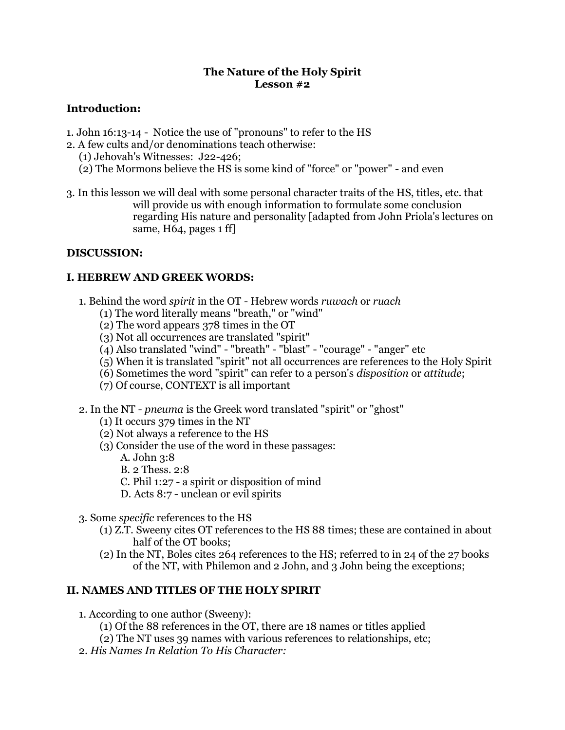**The Nature of the Holy Spirit**
**Lesson #2**

**Introduction:**

1. John 16:13-14 - Notice the use of "pronouns" to refer to the HS
2. A few cults and/or denominations teach otherwise:
   (1) Jehovah's Witnesses: J22-426;
   (2) The Mormons believe the HS is some kind of "force" or "power" - and even

3. In this lesson we will deal with some personal character traits of the HS, titles, etc. that will provide us with enough information to formulate some conclusion regarding His nature and personality [adapted from John Priola's lectures on same, H64, pages 1 ff]

**DISCUSSION:**

**I. HEBREW AND GREEK WORDS:**

1. Behind the word *spirit* in the OT - Hebrew words *ruwach* or *ruach*
   (1) The word literally means "breath," or "wind"
   (2) The word appears 378 times in the OT
   (3) Not all occurrences are translated "spirit"
   (4) Also translated "wind" - "breath" - "blast" - "courage" - "anger" etc
   (5) When it is translated "spirit" not all occurrences are references to the Holy Spirit
   (6) Sometimes the word "spirit" can refer to a person's *disposition* or *attitude*;
   (7) Of course, CONTEXT is all important

2. In the NT - *pneuma* is the Greek word translated "spirit" or "ghost"
   (1) It occurs 379 times in the NT
   (2) Not always a reference to the HS
   (3) Consider the use of the word in these passages:
      A. John 3:8
      B. 2 Thess. 2:8
      C. Phil 1:27 - a spirit or disposition of mind
      D. Acts 8:7 - unclean or evil spirits

3. Some *specific* references to the HS
   (1) Z.T. Sweeny cites OT references to the HS 88 times; these are contained in about half of the OT books;
   (2) In the NT, Boles cites 264 references to the HS; referred to in 24 of the 27 books of the NT, with Philemon and 2 John, and 3 John being the exceptions;

**II. NAMES AND TITLES OF THE HOLY SPIRIT**

1. According to one author (Sweeny):
   (1) Of the 88 references in the OT, there are 18 names or titles applied
   (2) The NT uses 39 names with various references to relationships, etc;
2. *His Names In Relation To His Character:*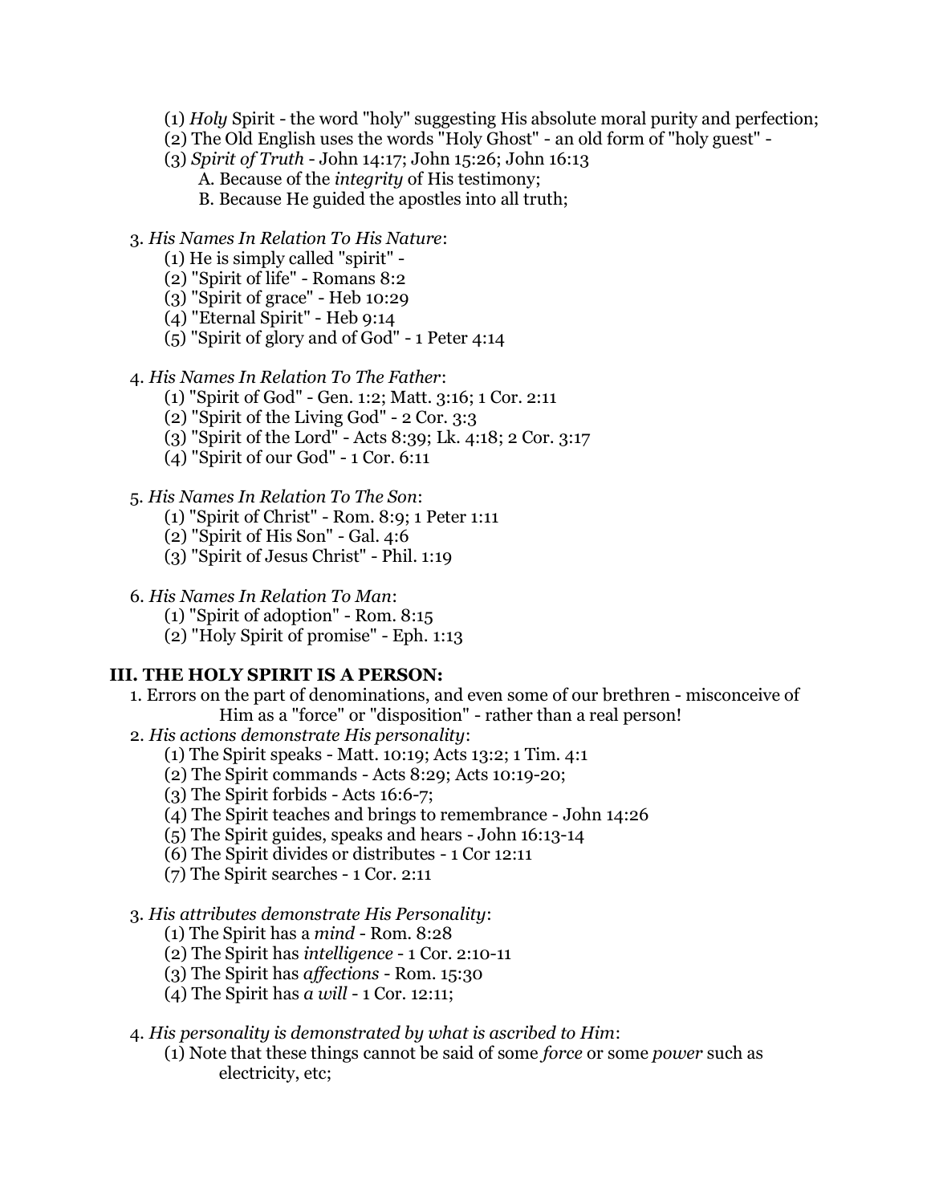(1) *Holy* Spirit - the word "holy" suggesting His absolute moral purity and perfection;
(2) The Old English uses the words "Holy Ghost" - an old form of "holy guest" -
(3) *Spirit of Truth* - John 14:17; John 15:26; John 16:13
    A. Because of the *integrity* of His testimony;
    B. Because He guided the apostles into all truth;

3. *His Names In Relation To His Nature*:
    (1) He is simply called "spirit" -
    (2) "Spirit of life" - Romans 8:2
    (3) "Spirit of grace" - Heb 10:29
    (4) "Eternal Spirit" - Heb 9:14
    (5) "Spirit of glory and of God" - 1 Peter 4:14

4. *His Names In Relation To The Father*:
    (1) "Spirit of God" - Gen. 1:2; Matt. 3:16; 1 Cor. 2:11
    (2) "Spirit of the Living God" - 2 Cor. 3:3
    (3) "Spirit of the Lord" - Acts 8:39; Lk. 4:18; 2 Cor. 3:17
    (4) "Spirit of our God" - 1 Cor. 6:11

5. *His Names In Relation To The Son*:
    (1) "Spirit of Christ" - Rom. 8:9; 1 Peter 1:11
    (2) "Spirit of His Son" - Gal. 4:6
    (3) "Spirit of Jesus Christ" - Phil. 1:19

6. *His Names In Relation To Man*:
    (1) "Spirit of adoption" - Rom. 8:15
    (2) "Holy Spirit of promise" - Eph. 1:13

## III. THE HOLY SPIRIT IS A PERSON:

1. Errors on the part of denominations, and even some of our brethren - misconceive of Him as a "force" or "disposition" - rather than a real person!
2. *His actions demonstrate His personality*:
    (1) The Spirit speaks - Matt. 10:19; Acts 13:2; 1 Tim. 4:1
    (2) The Spirit commands - Acts 8:29; Acts 10:19-20;
    (3) The Spirit forbids - Acts 16:6-7;
    (4) The Spirit teaches and brings to remembrance - John 14:26
    (5) The Spirit guides, speaks and hears - John 16:13-14
    (6) The Spirit divides or distributes - 1 Cor 12:11
    (7) The Spirit searches - 1 Cor. 2:11

3. *His attributes demonstrate His Personality*:
    (1) The Spirit has a *mind* - Rom. 8:28
    (2) The Spirit has *intelligence* - 1 Cor. 2:10-11
    (3) The Spirit has *affections* - Rom. 15:30
    (4) The Spirit has *a will* - 1 Cor. 12:11;

4. *His personality is demonstrated by what is ascribed to Him*:
    (1) Note that these things cannot be said of some *force* or some *power* such as electricity, etc;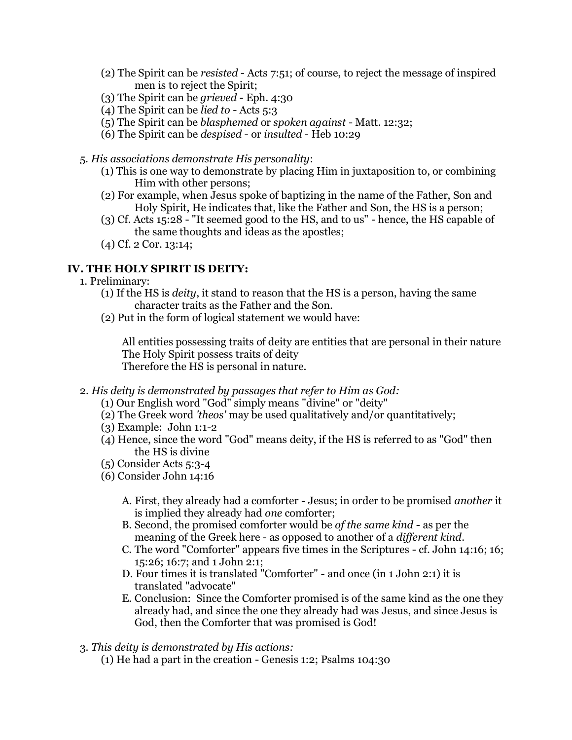(2) The Spirit can be *resisted* - Acts 7:51; of course, to reject the message of inspired men is to reject the Spirit;
(3) The Spirit can be *grieved* - Eph. 4:30
(4) The Spirit can be *lied to* - Acts 5:3
(5) The Spirit can be *blasphemed* or *spoken against* - Matt. 12:32;
(6) The Spirit can be *despised* - or *insulted* - Heb 10:29

5. *His associations demonstrate His personality*:
    (1) This is one way to demonstrate by placing Him in juxtaposition to, or combining Him with other persons;
    (2) For example, when Jesus spoke of baptizing in the name of the Father, Son and Holy Spirit, He indicates that, like the Father and Son, the HS is a person;
    (3) Cf. Acts 15:28 - "It seemed good to the HS, and to us" - hence, the HS capable of the same thoughts and ideas as the apostles;
    (4) Cf. 2 Cor. 13:14;

## IV. THE HOLY SPIRIT IS DEITY:

1. Preliminary:
    (1) If the HS is *deity*, it stand to reason that the HS is a person, having the same character traits as the Father and the Son.
    (2) Put in the form of logical statement we would have:

        All entities possessing traits of deity are entities that are personal in their nature
        The Holy Spirit possess traits of deity
        Therefore the HS is personal in nature.

2. *His deity is demonstrated by passages that refer to Him as God:*
    (1) Our English word "God" simply means "divine" or "deity"
    (2) The Greek word *'theos'* may be used qualitatively and/or quantitatively;
    (3) Example: John 1:1-2
    (4) Hence, since the word "God" means deity, if the HS is referred to as "God" then the HS is divine
    (5) Consider Acts 5:3-4
    (6) Consider John 14:16

        A. First, they already had a comforter - Jesus; in order to be promised *another* it is implied they already had *one* comforter;
        B. Second, the promised comforter would be *of the same kind* - as per the meaning of the Greek here - as opposed to another of a *different kind*.
        C. The word "Comforter" appears five times in the Scriptures - cf. John 14:16; 16; 15:26; 16:7; and 1 John 2:1;
        D. Four times it is translated "Comforter" - and once (in 1 John 2:1) it is translated "advocate"
        E. Conclusion: Since the Comforter promised is of the same kind as the one they already had, and since the one they already had was Jesus, and since Jesus is God, then the Comforter that was promised is God!

3. *This deity is demonstrated by His actions:*
    (1) He had a part in the creation - Genesis 1:2; Psalms 104:30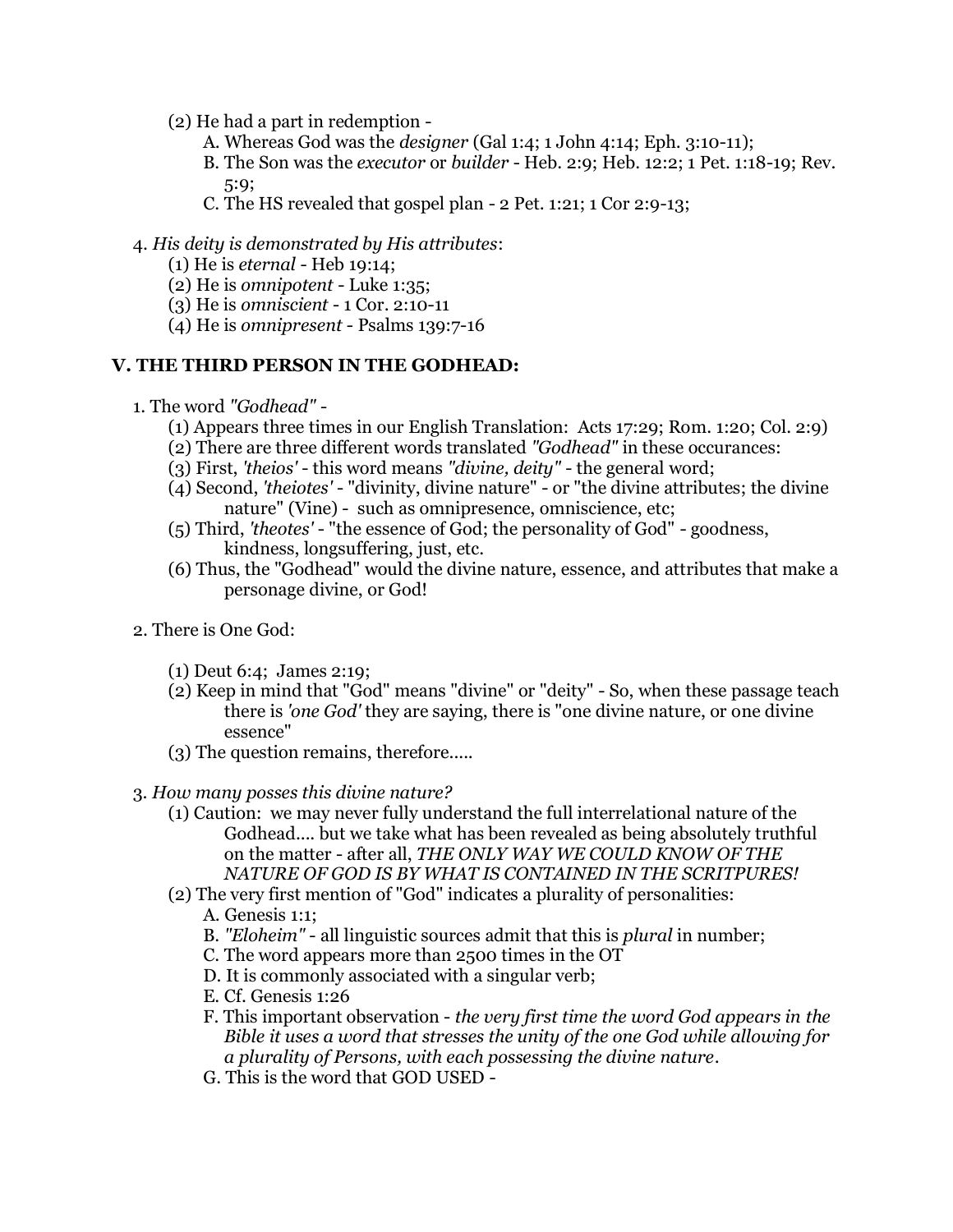(2) He had a part in redemption -

A. Whereas God was the *designer* (Gal 1:4; 1 John 4:14; Eph. 3:10-11);

B. The Son was the *executor* or *builder* - Heb. 2:9; Heb. 12:2; 1 Pet. 1:18-19; Rev. 5:9;

C. The HS revealed that gospel plan - 2 Pet. 1:21; 1 Cor 2:9-13;

4. *His deity is demonstrated by His attributes*:

(1) He is *eternal* - Heb 19:14;

(2) He is *omnipotent* - Luke 1:35;

(3) He is *omniscient* - 1 Cor. 2:10-11

(4) He is *omnipresent* - Psalms 139:7-16

## V. THE THIRD PERSON IN THE GODHEAD:

1. The word *"Godhead"* -

(1) Appears three times in our English Translation: Acts 17:29; Rom. 1:20; Col. 2:9)

(2) There are three different words translated *"Godhead"* in these occurances:

(3) First, *'theios'* - this word means *"divine, deity"* - the general word;

(4) Second, *'theiotes'* - "divinity, divine nature" - or "the divine attributes; the divine nature" (Vine) - such as omnipresence, omniscience, etc;

(5) Third, *'theotes'* - "the essence of God; the personality of God" - goodness, kindness, longsuffering, just, etc.

(6) Thus, the "Godhead" would the divine nature, essence, and attributes that make a personage divine, or God!

2. There is One God:

(1) Deut 6:4; James 2:19;

(2) Keep in mind that "God" means "divine" or "deity" - So, when these passage teach there is *'one God'* they are saying, there is "one divine nature, or one divine essence"

(3) The question remains, therefore.....

3. *How many posses this divine nature?*

(1) Caution: we may never fully understand the full interrelational nature of the Godhead.... but we take what has been revealed as being absolutely truthful on the matter - after all, *THE ONLY WAY WE COULD KNOW OF THE NATURE OF GOD IS BY WHAT IS CONTAINED IN THE SCRITPURES!*

(2) The very first mention of "God" indicates a plurality of personalities:

A. Genesis 1:1;

B. *"Eloheim"* - all linguistic sources admit that this is *plural* in number;

C. The word appears more than 2500 times in the OT

D. It is commonly associated with a singular verb;

E. Cf. Genesis 1:26

F. This important observation - *the very first time the word God appears in the Bible it uses a word that stresses the unity of the one God while allowing for a plurality of Persons, with each possessing the divine nature*.

G. This is the word that GOD USED -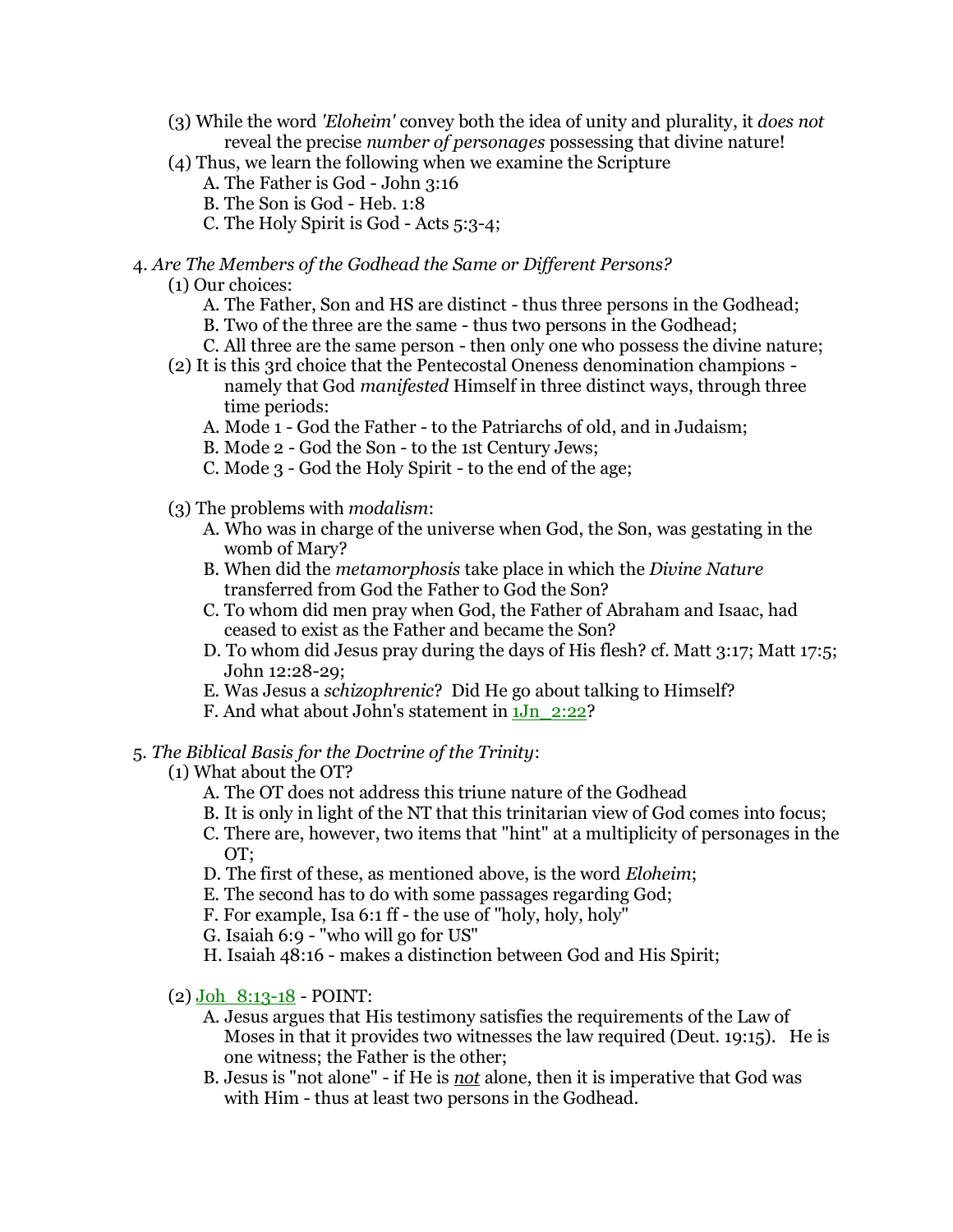(3) While the word *'Eloheim'* convey both the idea of unity and plurality, it *does not* reveal the precise *number of personages* possessing that divine nature!

(4) Thus, we learn the following when we examine the Scripture

- A. The Father is God - John 3:16
- B. The Son is God - Heb. 1:8
- C. The Holy Spirit is God - Acts 5:3-4;

4. *Are The Members of the Godhead the Same or Different Persons?*

(1) Our choices:

- A. The Father, Son and HS are distinct - thus three persons in the Godhead;
- B. Two of the three are the same - thus two persons in the Godhead;
- C. All three are the same person - then only one who possess the divine nature;

(2) It is this 3rd choice that the Pentecostal Oneness denomination champions - namely that God *manifested* Himself in three distinct ways, through three time periods:

- A. Mode 1 - God the Father - to the Patriarchs of old, and in Judaism;
- B. Mode 2 - God the Son - to the 1st Century Jews;
- C. Mode 3 - God the Holy Spirit - to the end of the age;

(3) The problems with *modalism*:

- A. Who was in charge of the universe when God, the Son, was gestating in the womb of Mary?
- B. When did the *metamorphosis* take place in which the *Divine Nature* transferred from God the Father to God the Son?
- C. To whom did men pray when God, the Father of Abraham and Isaac, had ceased to exist as the Father and became the Son?
- D. To whom did Jesus pray during the days of His flesh? cf. Matt 3:17; Matt 17:5; John 12:28-29;
- E. Was Jesus a *schizophrenic*? Did He go about talking to Himself?
- F. And what about John's statement in 1Jn_2:22?

5. *The Biblical Basis for the Doctrine of the Trinity*:

(1) What about the OT?

- A. The OT does not address this triune nature of the Godhead
- B. It is only in light of the NT that this trinitarian view of God comes into focus;
- C. There are, however, two items that "hint" at a multiplicity of personages in the OT;
- D. The first of these, as mentioned above, is the word *Eloheim*;
- E. The second has to do with some passages regarding God;
- F. For example, Isa 6:1 ff - the use of "holy, holy, holy"
- G. Isaiah 6:9 - "who will go for US"
- H. Isaiah 48:16 - makes a distinction between God and His Spirit;

(2) Joh_8:13-18 - POINT:

- A. Jesus argues that His testimony satisfies the requirements of the Law of Moses in that it provides two witnesses the law required (Deut. 19:15). He is one witness; the Father is the other;
- B. Jesus is "not alone" - if He is *not* alone, then it is imperative that God was with Him - thus at least two persons in the Godhead.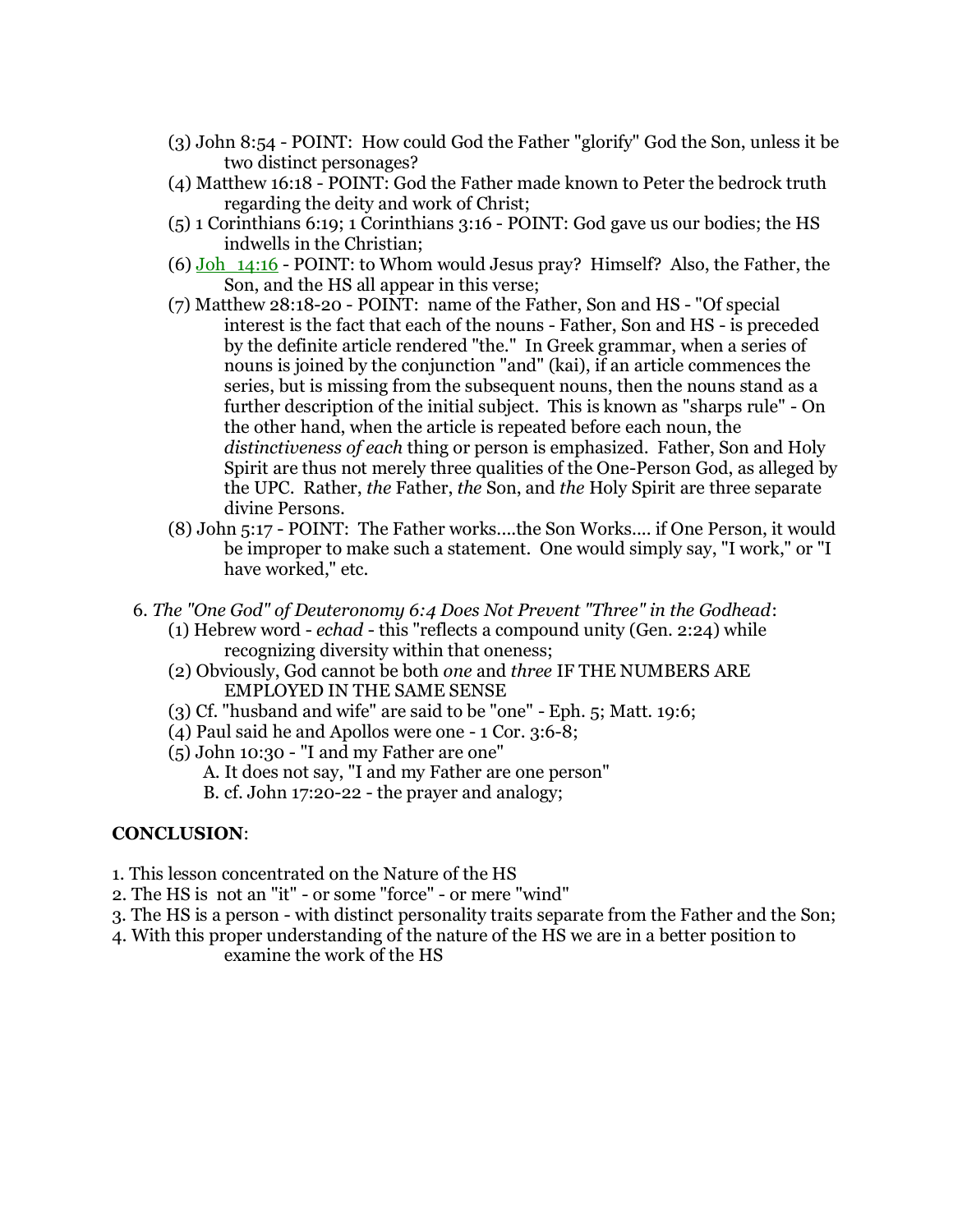(3) John 8:54 - POINT: How could God the Father "glorify" God the Son, unless it be two distinct personages?

(4) Matthew 16:18 - POINT: God the Father made known to Peter the bedrock truth regarding the deity and work of Christ;

(5) 1 Corinthians 6:19; 1 Corinthians 3:16 - POINT: God gave us our bodies; the HS indwells in the Christian;

(6) Joh 14:16 - POINT: to Whom would Jesus pray? Himself? Also, the Father, the Son, and the HS all appear in this verse;

(7) Matthew 28:18-20 - POINT: name of the Father, Son and HS - "Of special interest is the fact that each of the nouns - Father, Son and HS - is preceded by the definite article rendered "the." In Greek grammar, when a series of nouns is joined by the conjunction "and" (kai), if an article commences the series, but is missing from the subsequent nouns, then the nouns stand as a further description of the initial subject. This is known as "sharps rule" - On the other hand, when the article is repeated before each noun, the *distinctiveness of each* thing or person is emphasized. Father, Son and Holy Spirit are thus not merely three qualities of the One-Person God, as alleged by the UPC. Rather, *the* Father, *the* Son, and *the* Holy Spirit are three separate divine Persons.

(8) John 5:17 - POINT: The Father works....the Son Works.... if One Person, it would be improper to make such a statement. One would simply say, "I work," or "I have worked," etc.

6. *The "One God" of Deuteronomy 6:4 Does Not Prevent "Three" in the Godhead*:

(1) Hebrew word - *echad* - this "reflects a compound unity (Gen. 2:24) while recognizing diversity within that oneness;

(2) Obviously, God cannot be both *one* and *three* IF THE NUMBERS ARE EMPLOYED IN THE SAME SENSE

(3) Cf. "husband and wife" are said to be "one" - Eph. 5; Matt. 19:6;

(4) Paul said he and Apollos were one - 1 Cor. 3:6-8;

(5) John 10:30 - "I and my Father are one"

A. It does not say, "I and my Father are one person"

B. cf. John 17:20-22 - the prayer and analogy;

**CONCLUSION**:

1. This lesson concentrated on the Nature of the HS
2. The HS is not an "it" - or some "force" - or mere "wind"
3. The HS is a person - with distinct personality traits separate from the Father and the Son;
4. With this proper understanding of the nature of the HS we are in a better position to examine the work of the HS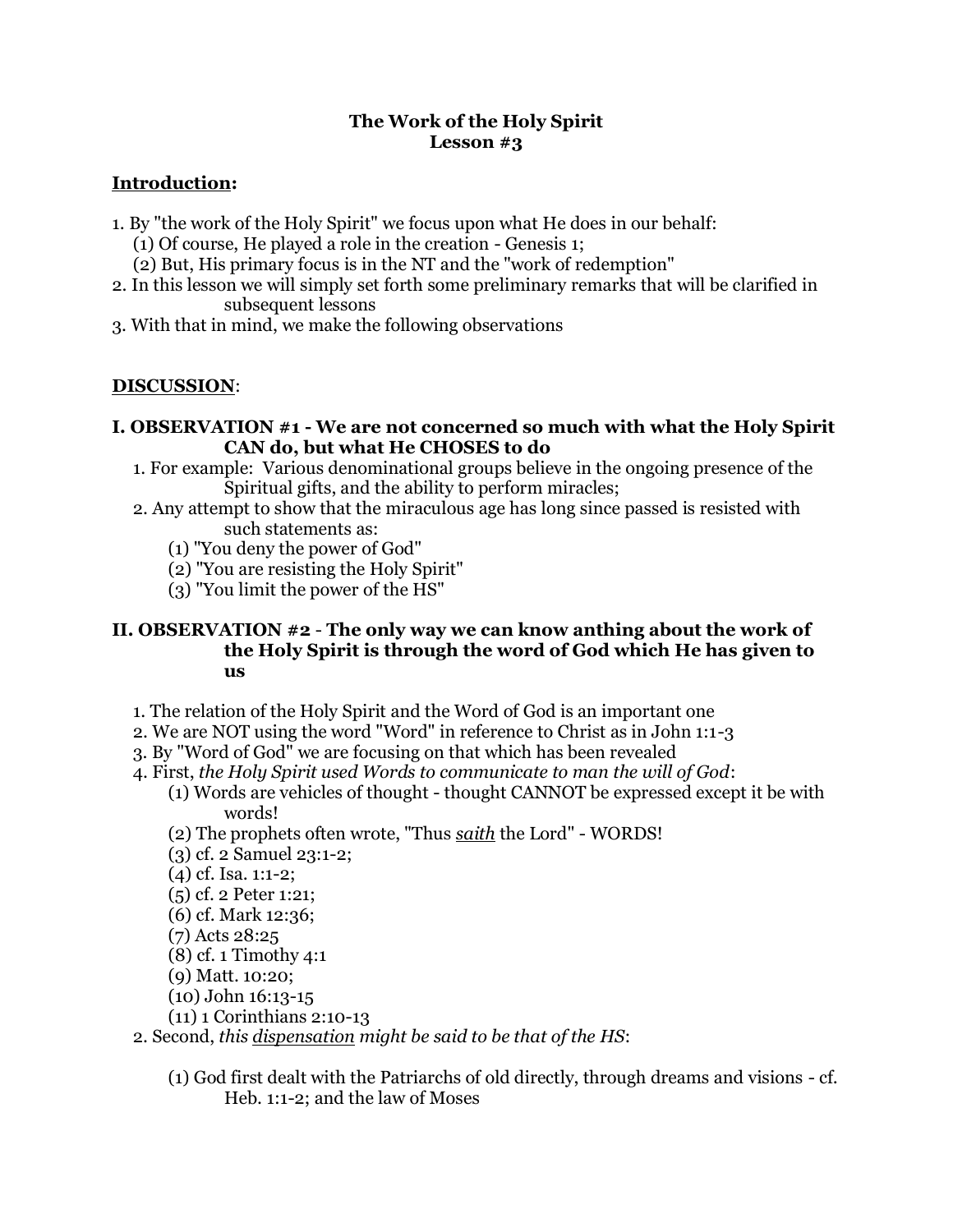**The Work of the Holy Spirit**
**Lesson #3**

**<u>Introduction</u>:**

1. By "the work of the Holy Spirit" we focus upon what He does in our behalf:
   (1) Of course, He played a role in the creation - Genesis 1;
   (2) But, His primary focus is in the NT and the "work of redemption"
2. In this lesson we will simply set forth some preliminary remarks that will be clarified in subsequent lessons
3. With that in mind, we make the following observations

**<u>DISCUSSION</u>**:

**I. OBSERVATION #1 - We are not concerned so much with what the Holy Spirit CAN do, but what He CHOSES to do**

1. For example: Various denominational groups believe in the ongoing presence of the Spiritual gifts, and the ability to perform miracles;
2. Any attempt to show that the miraculous age has long since passed is resisted with such statements as:
   (1) "You deny the power of God"
   (2) "You are resisting the Holy Spirit"
   (3) "You limit the power of the HS"

**II. OBSERVATION #2 - The only way we can know anthing about the work of the Holy Spirit is through the word of God which He has given to us**

1. The relation of the Holy Spirit and the Word of God is an important one
2. We are NOT using the word "Word" in reference to Christ as in John 1:1-3
3. By "Word of God" we are focusing on that which has been revealed
4. First, *the Holy Spirit used Words to communicate to man the will of God*:
   (1) Words are vehicles of thought - thought CANNOT be expressed except it be with words!
   (2) The prophets often wrote, "Thus ***<u>saith</u>*** the Lord" - WORDS!
   (3) cf. 2 Samuel 23:1-2;
   (4) cf. Isa. 1:1-2;
   (5) cf. 2 Peter 1:21;
   (6) cf. Mark 12:36;
   (7) Acts 28:25
   (8) cf. 1 Timothy 4:1
   (9) Matt. 10:20;
   (10) John 16:13-15
   (11) 1 Corinthians 2:10-13
2. Second, *this <u>dispensation</u> might be said to be that of the HS*:
   (1) God first dealt with the Patriarchs of old directly, through dreams and visions - cf. Heb. 1:1-2; and the law of Moses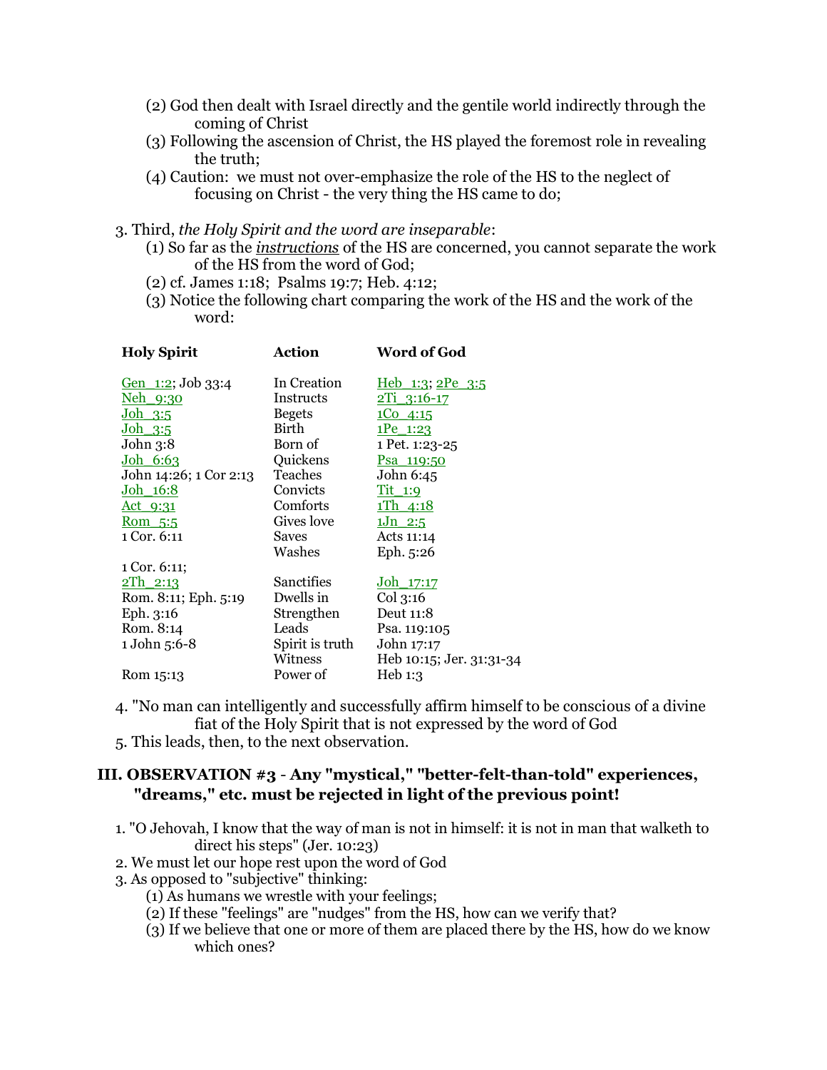(2) God then dealt with Israel directly and the gentile world indirectly through the coming of Christ

(3) Following the ascension of Christ, the HS played the foremost role in revealing the truth;

(4) Caution: we must not over-emphasize the role of the HS to the neglect of focusing on Christ - the very thing the HS came to do;

3. Third, *the Holy Spirit and the word are inseparable*:

(1) So far as the ***instructions*** of the HS are concerned, you cannot separate the work of the HS from the word of God;

(2) cf. James 1:18; Psalms 19:7; Heb. 4:12;

(3) Notice the following chart comparing the work of the HS and the work of the word:

| Holy Spirit | Action | Word of God |
|---|---|---|
| Gen_1:2; Job 33:4 | In Creation | Heb_1:3; 2Pe_3:5 |
| Neh_9:30 | Instructs | 2Ti_3:16-17 |
| Joh_3:5 | Begets | 1Co_4:15 |
| Joh_3:5 | Birth | 1Pe_1:23 |
| John 3:8 | Born of | 1 Pet. 1:23-25 |
| Joh_6:63 | Quickens | Psa_119:50 |
| John 14:26; 1 Cor 2:13 | Teaches | John 6:45 |
| Joh_16:8 | Convicts | Tit_1:9 |
| Act_9:31 | Comforts | 1Th_4:18 |
| Rom_5:5 | Gives love | 1Jn_2:5 |
| 1 Cor. 6:11 | Saves | Acts 11:14 |
| | Washes | Eph. 5:26 |
| 1 Cor. 6:11; 2Th_2:13 | Sanctifies | Joh_17:17 |
| Rom. 8:11; Eph. 5:19 | Dwells in | Col 3:16 |
| Eph. 3:16 | Strengthen | Deut 11:8 |
| Rom. 8:14 | Leads | Psa. 119:105 |
| 1 John 5:6-8 | Spirit is truth | John 17:17 |
| | Witness | Heb 10:15; Jer. 31:31-34 |
| Rom 15:13 | Power of | Heb 1:3 |

4. "No man can intelligently and successfully affirm himself to be conscious of a divine fiat of the Holy Spirit that is not expressed by the word of God

5. This leads, then, to the next observation.

## III. OBSERVATION #3 - Any "mystical," "better-felt-than-told" experiences, "dreams," etc. must be rejected in light of the previous point!

1. "O Jehovah, I know that the way of man is not in himself: it is not in man that walketh to direct his steps" (Jer. 10:23)

2. We must let our hope rest upon the word of God

3. As opposed to "subjective" thinking:

(1) As humans we wrestle with your feelings;

(2) If these "feelings" are "nudges" from the HS, how can we verify that?

(3) If we believe that one or more of them are placed there by the HS, how do we know which ones?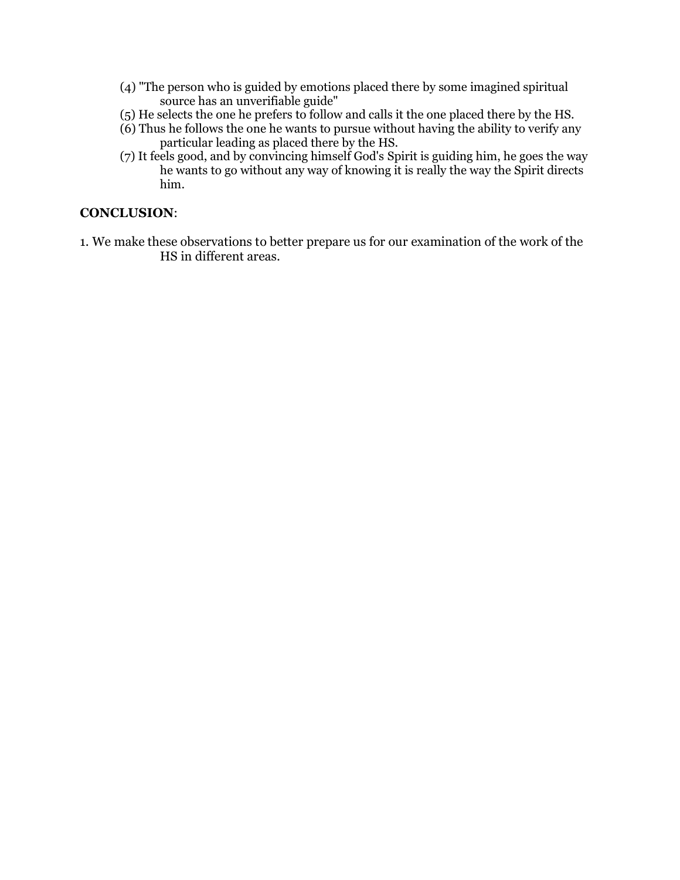(4) "The person who is guided by emotions placed there by some imagined spiritual source has an unverifiable guide"

(5) He selects the one he prefers to follow and calls it the one placed there by the HS.

(6) Thus he follows the one he wants to pursue without having the ability to verify any particular leading as placed there by the HS.

(7) It feels good, and by convincing himself God's Spirit is guiding him, he goes the way he wants to go without any way of knowing it is really the way the Spirit directs him.

**CONCLUSION**:

1. We make these observations to better prepare us for our examination of the work of the HS in different areas.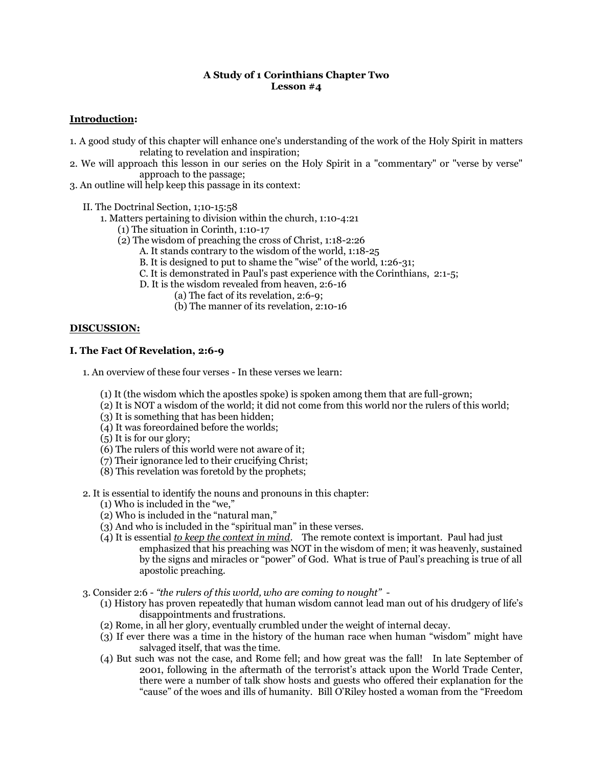**A Study of 1 Corinthians Chapter Two**
**Lesson #4**

**<u>Introduction</u>:**

1. A good study of this chapter will enhance one's understanding of the work of the Holy Spirit in matters relating to revelation and inspiration;
2. We will approach this lesson in our series on the Holy Spirit in a "commentary" or "verse by verse" approach to the passage;
3. An outline will help keep this passage in its context:

   II. The Doctrinal Section, 1;10-15:58
      1. Matters pertaining to division within the church, 1:10-4:21
         (1) The situation in Corinth, 1:10-17
         (2) The wisdom of preaching the cross of Christ, 1:18-2:26
            A. It stands contrary to the wisdom of the world, 1:18-25
            B. It is designed to put to shame the "wise" of the world, 1:26-31;
            C. It is demonstrated in Paul's past experience with the Corinthians, 2:1-5;
            D. It is the wisdom revealed from heaven, 2:6-16
               (a) The fact of its revelation, 2:6-9;
               (b) The manner of its revelation, 2:10-16

**<u>DISCUSSION:</u>**

**I. The Fact Of Revelation, 2:6-9**

1. An overview of these four verses - In these verses we learn:

   (1) It (the wisdom which the apostles spoke) is spoken among them that are full-grown;
   (2) It is NOT a wisdom of the world; it did not come from this world nor the rulers of this world;
   (3) It is something that has been hidden;
   (4) It was foreordained before the worlds;
   (5) It is for our glory;
   (6) The rulers of this world were not aware of it;
   (7) Their ignorance led to their crucifying Christ;
   (8) This revelation was foretold by the prophets;

2. It is essential to identify the nouns and pronouns in this chapter:
   (1) Who is included in the "we,"
   (2) Who is included in the "natural man,"
   (3) And who is included in the "spiritual man" in these verses.
   (4) It is essential *<u>to keep the context in mind</u>*. The remote context is important. Paul had just emphasized that his preaching was NOT in the wisdom of men; it was heavenly, sustained by the signs and miracles or "power" of God. What is true of Paul's preaching is true of all apostolic preaching.

3. Consider 2:6 - *"the rulers of this world, who are coming to nought"* -
   (1) History has proven repeatedly that human wisdom cannot lead man out of his drudgery of life's disappointments and frustrations.
   (2) Rome, in all her glory, eventually crumbled under the weight of internal decay.
   (3) If ever there was a time in the history of the human race when human "wisdom" might have salvaged itself, that was the time.
   (4) But such was not the case, and Rome fell; and how great was the fall! In late September of 2001, following in the aftermath of the terrorist's attack upon the World Trade Center, there were a number of talk show hosts and guests who offered their explanation for the "cause" of the woes and ills of humanity. Bill O'Riley hosted a woman from the "Freedom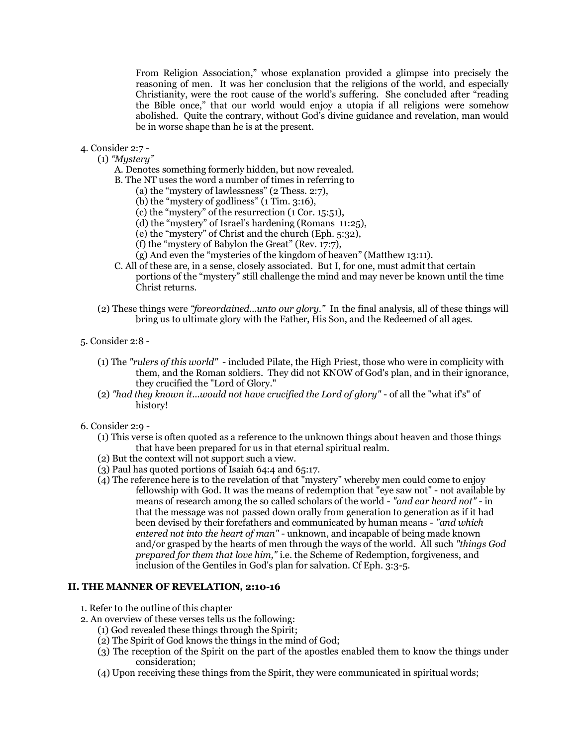From Religion Association," whose explanation provided a glimpse into precisely the reasoning of men. It was her conclusion that the religions of the world, and especially Christianity, were the root cause of the world's suffering. She concluded after "reading the Bible once," that our world would enjoy a utopia if all religions were somehow abolished. Quite the contrary, without God's divine guidance and revelation, man would be in worse shape than he is at the present.

4. Consider 2:7 -
   (1) *"Mystery"*
      A. Denotes something formerly hidden, but now revealed.
      B. The NT uses the word a number of times in referring to
         (a) the "mystery of lawlessness" (2 Thess. 2:7),
         (b) the "mystery of godliness" (1 Tim. 3:16),
         (c) the "mystery" of the resurrection (1 Cor. 15:51),
         (d) the "mystery" of Israel's hardening (Romans 11:25),
         (e) the "mystery" of Christ and the church (Eph. 5:32),
         (f) the "mystery of Babylon the Great" (Rev. 17:7),
         (g) And even the "mysteries of the kingdom of heaven" (Matthew 13:11).
      C. All of these are, in a sense, closely associated. But I, for one, must admit that certain portions of the "mystery" still challenge the mind and may never be known until the time Christ returns.

   (2) These things were *"foreordained...unto our glory."* In the final analysis, all of these things will bring us to ultimate glory with the Father, His Son, and the Redeemed of all ages.

5. Consider 2:8 -

   (1) The *"rulers of this world"* - included Pilate, the High Priest, those who were in complicity with them, and the Roman soldiers. They did not KNOW of God's plan, and in their ignorance, they crucified the "Lord of Glory."
   (2) *"had they known it...would not have crucified the Lord of glory"* - of all the "what if's" of history!

6. Consider 2:9 -
   (1) This verse is often quoted as a reference to the unknown things about heaven and those things that have been prepared for us in that eternal spiritual realm.
   (2) But the context will not support such a view.
   (3) Paul has quoted portions of Isaiah 64:4 and 65:17.
   (4) The reference here is to the revelation of that "mystery" whereby men could come to enjoy fellowship with God. It was the means of redemption that "eye saw not" - not available by means of research among the so called scholars of the world - *"and ear heard not"* - in that the message was not passed down orally from generation to generation as if it had been devised by their forefathers and communicated by human means - *"and which entered not into the heart of man"* - unknown, and incapable of being made known and/or grasped by the hearts of men through the ways of the world. All such *"things God prepared for them that love him,"* i.e. the Scheme of Redemption, forgiveness, and inclusion of the Gentiles in God's plan for salvation. Cf Eph. 3:3-5.

**II. THE MANNER OF REVELATION, 2:10-16**

1. Refer to the outline of this chapter
2. An overview of these verses tells us the following:
   (1) God revealed these things through the Spirit;
   (2) The Spirit of God knows the things in the mind of God;
   (3) The reception of the Spirit on the part of the apostles enabled them to know the things under consideration;
   (4) Upon receiving these things from the Spirit, they were communicated in spiritual words;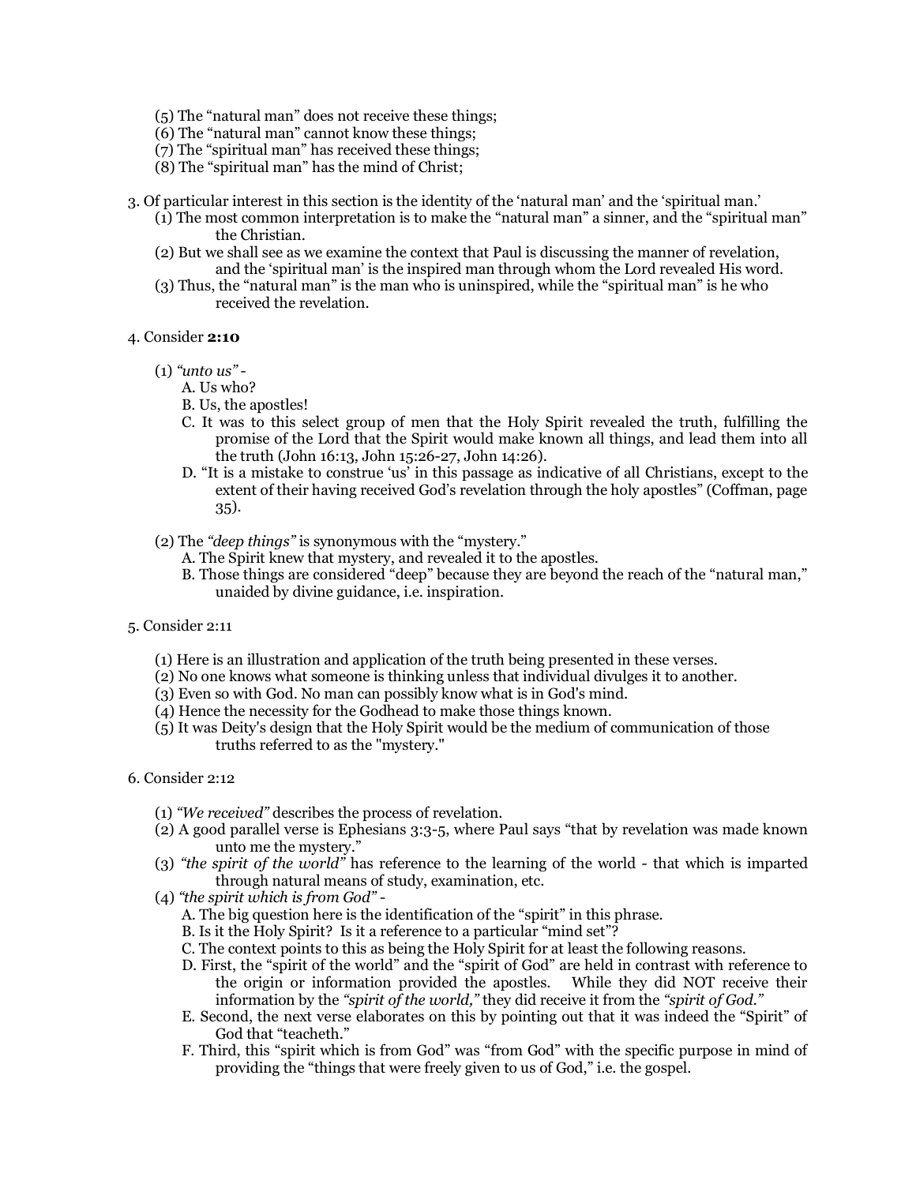(5) The "natural man" does not receive these things;
(6) The "natural man" cannot know these things;
(7) The "spiritual man" has received these things;
(8) The "spiritual man" has the mind of Christ;

3. Of particular interest in this section is the identity of the 'natural man' and the 'spiritual man.'
   (1) The most common interpretation is to make the "natural man" a sinner, and the "spiritual man" the Christian.
   (2) But we shall see as we examine the context that Paul is discussing the manner of revelation, and the 'spiritual man' is the inspired man through whom the Lord revealed His word.
   (3) Thus, the "natural man" is the man who is uninspired, while the "spiritual man" is he who received the revelation.

4. Consider **2:10**

   (1) *"unto us"* -
      A. Us who?
      B. Us, the apostles!
      C. It was to this select group of men that the Holy Spirit revealed the truth, fulfilling the promise of the Lord that the Spirit would make known all things, and lead them into all the truth (John 16:13, John 15:26-27, John 14:26).
      D. "It is a mistake to construe 'us' in this passage as indicative of all Christians, except to the extent of their having received God's revelation through the holy apostles" (Coffman, page 35).

   (2) The *"deep things"* is synonymous with the "mystery."
      A. The Spirit knew that mystery, and revealed it to the apostles.
      B. Those things are considered "deep" because they are beyond the reach of the "natural man," unaided by divine guidance, i.e. inspiration.

5. Consider 2:11

   (1) Here is an illustration and application of the truth being presented in these verses.
   (2) No one knows what someone is thinking unless that individual divulges it to another.
   (3) Even so with God. No man can possibly know what is in God's mind.
   (4) Hence the necessity for the Godhead to make those things known.
   (5) It was Deity's design that the Holy Spirit would be the medium of communication of those truths referred to as the "mystery."

6. Consider 2:12

   (1) *"We received"* describes the process of revelation.
   (2) A good parallel verse is Ephesians 3:3-5, where Paul says "that by revelation was made known unto me the mystery."
   (3) *"the spirit of the world"* has reference to the learning of the world - that which is imparted through natural means of study, examination, etc.
   (4) *"the spirit which is from God"* -
      A. The big question here is the identification of the "spirit" in this phrase.
      B. Is it the Holy Spirit? Is it a reference to a particular "mind set"?
      C. The context points to this as being the Holy Spirit for at least the following reasons.
      D. First, the "spirit of the world" and the "spirit of God" are held in contrast with reference to the origin or information provided the apostles. While they did NOT receive their information by the *"spirit of the world,"* they did receive it from the *"spirit of God."*
      E. Second, the next verse elaborates on this by pointing out that it was indeed the "Spirit" of God that "teacheth."
      F. Third, this "spirit which is from God" was "from God" with the specific purpose in mind of providing the "things that were freely given to us of God," i.e. the gospel.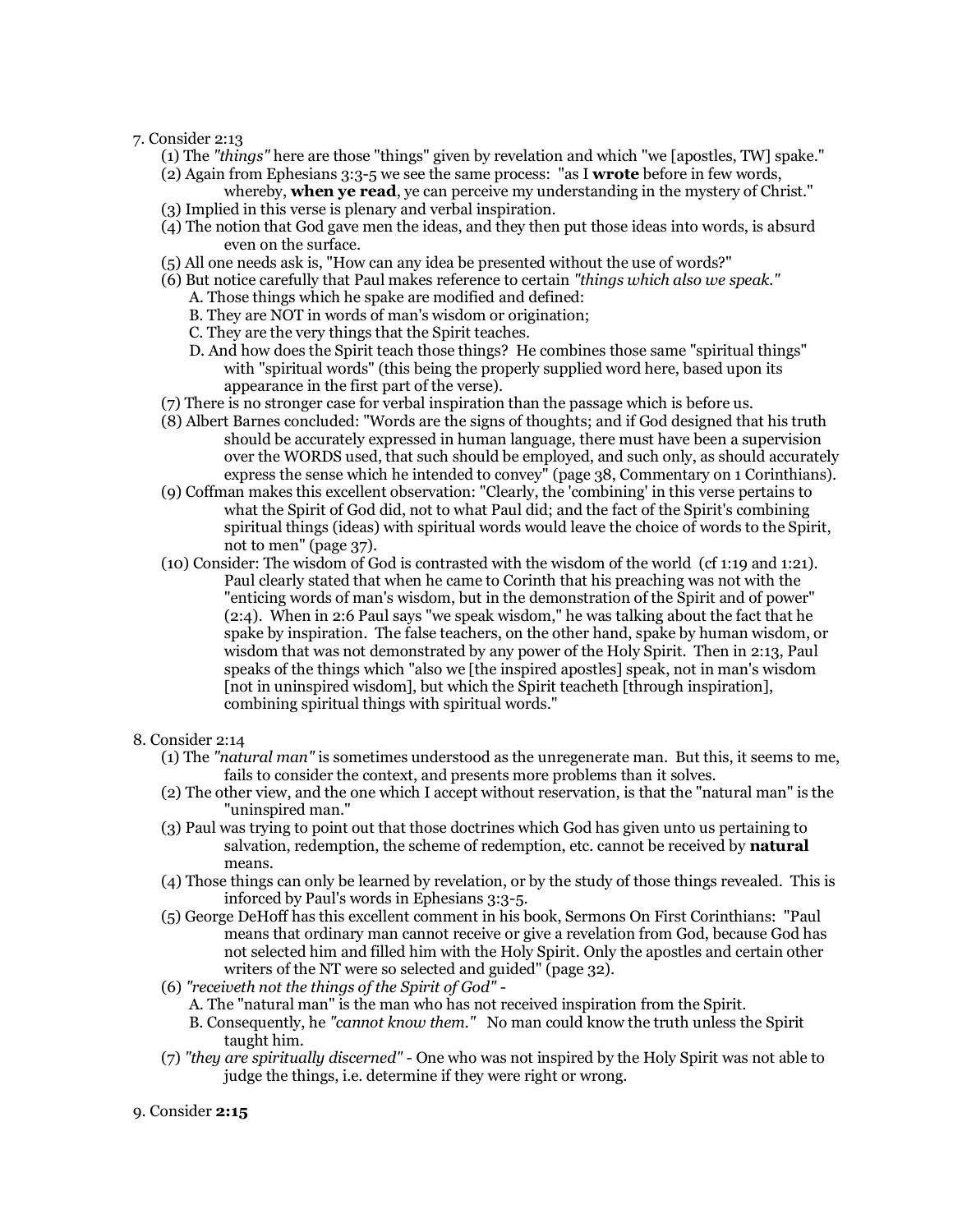7. Consider 2:13

    (1) The *"things"* here are those "things" given by revelation and which "we [apostles, TW] spake."

    (2) Again from Ephesians 3:3-5 we see the same process: "as I **wrote** before in few words, whereby, **when ye read**, ye can perceive my understanding in the mystery of Christ."

    (3) Implied in this verse is plenary and verbal inspiration.

    (4) The notion that God gave men the ideas, and they then put those ideas into words, is absurd even on the surface.

    (5) All one needs ask is, "How can any idea be presented without the use of words?"

    (6) But notice carefully that Paul makes reference to certain *"things which also we speak."*

    A. Those things which he spake are modified and defined:

    B. They are NOT in words of man's wisdom or origination;

    C. They are the very things that the Spirit teaches.

    D. And how does the Spirit teach those things? He combines those same "spiritual things" with "spiritual words" (this being the properly supplied word here, based upon its appearance in the first part of the verse).

    (7) There is no stronger case for verbal inspiration than the passage which is before us.

    (8) Albert Barnes concluded: "Words are the signs of thoughts; and if God designed that his truth should be accurately expressed in human language, there must have been a supervision over the WORDS used, that such should be employed, and such only, as should accurately express the sense which he intended to convey" (page 38, Commentary on 1 Corinthians).

    (9) Coffman makes this excellent observation: "Clearly, the 'combining' in this verse pertains to what the Spirit of God did, not to what Paul did; and the fact of the Spirit's combining spiritual things (ideas) with spiritual words would leave the choice of words to the Spirit, not to men" (page 37).

    (10) Consider: The wisdom of God is contrasted with the wisdom of the world (cf 1:19 and 1:21). Paul clearly stated that when he came to Corinth that his preaching was not with the "enticing words of man's wisdom, but in the demonstration of the Spirit and of power" (2:4). When in 2:6 Paul says "we speak wisdom," he was talking about the fact that he spake by inspiration. The false teachers, on the other hand, spake by human wisdom, or wisdom that was not demonstrated by any power of the Holy Spirit. Then in 2:13, Paul speaks of the things which "also we [the inspired apostles] speak, not in man's wisdom [not in uninspired wisdom], but which the Spirit teacheth [through inspiration], combining spiritual things with spiritual words."

8. Consider 2:14

    (1) The *"natural man"* is sometimes understood as the unregenerate man. But this, it seems to me, fails to consider the context, and presents more problems than it solves.

    (2) The other view, and the one which I accept without reservation, is that the "natural man" is the "uninspired man."

    (3) Paul was trying to point out that those doctrines which God has given unto us pertaining to salvation, redemption, the scheme of redemption, etc. cannot be received by **natural** means.

    (4) Those things can only be learned by revelation, or by the study of those things revealed. This is inforced by Paul's words in Ephesians 3:3-5.

    (5) George DeHoff has this excellent comment in his book, Sermons On First Corinthians: "Paul means that ordinary man cannot receive or give a revelation from God, because God has not selected him and filled him with the Holy Spirit. Only the apostles and certain other writers of the NT were so selected and guided" (page 32).

    (6) *"receiveth not the things of the Spirit of God"* -

    A. The "natural man" is the man who has not received inspiration from the Spirit.

    B. Consequently, he *"cannot know them."* No man could know the truth unless the Spirit taught him.

    (7) *"they are spiritually discerned"* - One who was not inspired by the Holy Spirit was not able to judge the things, i.e. determine if they were right or wrong.

9. Consider **2:15**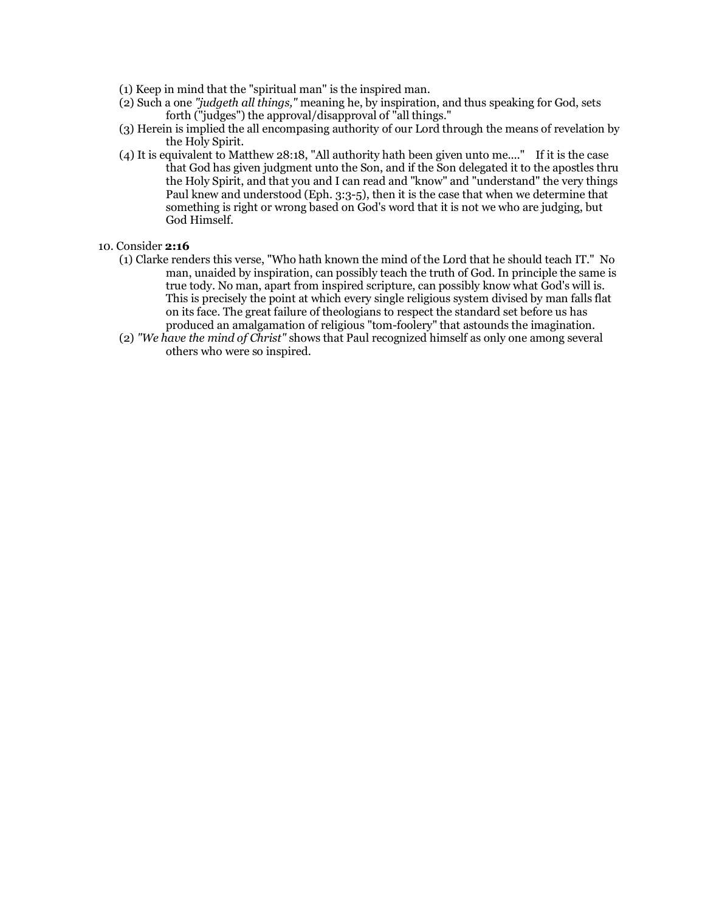(1) Keep in mind that the "spiritual man" is the inspired man.

(2) Such a one *"judgeth all things,"* meaning he, by inspiration, and thus speaking for God, sets forth ("judges") the approval/disapproval of "all things."

(3) Herein is implied the all encompasing authority of our Lord through the means of revelation by the Holy Spirit.

(4) It is equivalent to Matthew 28:18, "All authority hath been given unto me...." If it is the case that God has given judgment unto the Son, and if the Son delegated it to the apostles thru the Holy Spirit, and that you and I can read and "know" and "understand" the very things Paul knew and understood (Eph. 3:3-5), then it is the case that when we determine that something is right or wrong based on God's word that it is not we who are judging, but God Himself.

10. Consider **2:16**

(1) Clarke renders this verse, "Who hath known the mind of the Lord that he should teach IT." No man, unaided by inspiration, can possibly teach the truth of God. In principle the same is true tody. No man, apart from inspired scripture, can possibly know what God's will is. This is precisely the point at which every single religious system divised by man falls flat on its face. The great failure of theologians to respect the standard set before us has produced an amalgamation of religious "tom-foolery" that astounds the imagination.

(2) *"We have the mind of Christ"* shows that Paul recognized himself as only one among several others who were so inspired.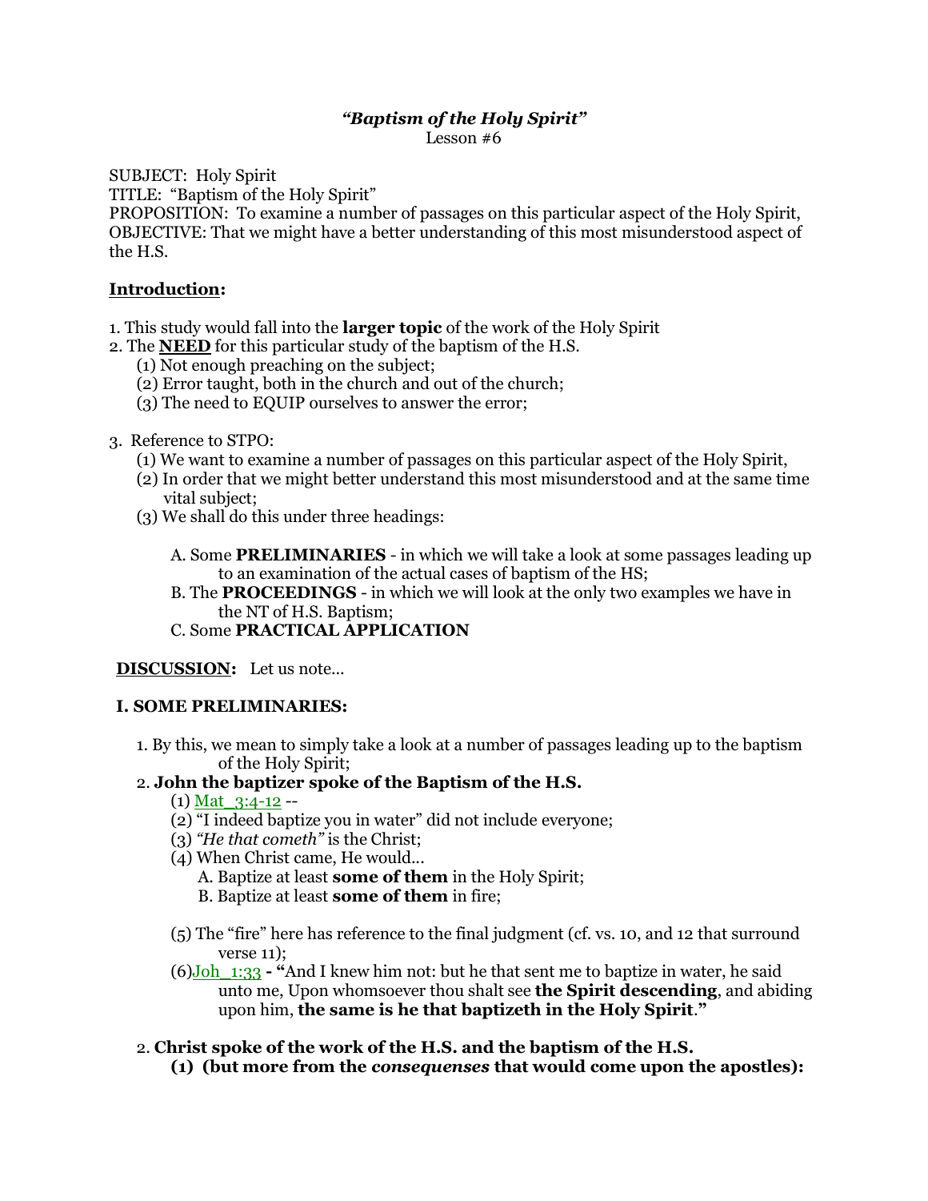### *"Baptism of the Holy Spirit"*

Lesson #6

SUBJECT: Holy Spirit
TITLE: "Baptism of the Holy Spirit"
PROPOSITION: To examine a number of passages on this particular aspect of the Holy Spirit,
OBJECTIVE: That we might have a better understanding of this most misunderstood aspect of the H.S.

**Introduction:**

1. This study would fall into the **larger topic** of the work of the Holy Spirit
2. The **NEED** for this particular study of the baptism of the H.S.
   (1) Not enough preaching on the subject;
   (2) Error taught, both in the church and out of the church;
   (3) The need to EQUIP ourselves to answer the error;

3. Reference to STPO:
   (1) We want to examine a number of passages on this particular aspect of the Holy Spirit,
   (2) In order that we might better understand this most misunderstood and at the same time vital subject;
   (3) We shall do this under three headings:

      A. Some **PRELIMINARIES** - in which we will take a look at some passages leading up to an examination of the actual cases of baptism of the HS;
      B. The **PROCEEDINGS** - in which we will look at the only two examples we have in the NT of H.S. Baptism;
      C. Some **PRACTICAL APPLICATION**

**DISCUSSION:** Let us note...

**I. SOME PRELIMINARIES:**

1. By this, we mean to simply take a look at a number of passages leading up to the baptism of the Holy Spirit;
2. **John the baptizer spoke of the Baptism of the H.S.**
   (1) Mat_3:4-12 --
   (2) "I indeed baptize you in water" did not include everyone;
   (3) *"He that cometh"* is the Christ;
   (4) When Christ came, He would...
      A. Baptize at least **some of them** in the Holy Spirit;
      B. Baptize at least **some of them** in fire;

   (5) The "fire" here has reference to the final judgment (cf. vs. 10, and 12 that surround verse 11);
   (6) Joh_1:33 - **"**And I knew him not: but he that sent me to baptize in water, he said unto me, Upon whomsoever thou shalt see **the Spirit descending**, and abiding upon him, **the same is he that baptizeth in the Holy Spirit**.**"**

2. **Christ spoke of the work of the H.S. and the baptism of the H.S.**
   **(1) (but more from the *consequenses* that would come upon the apostles):**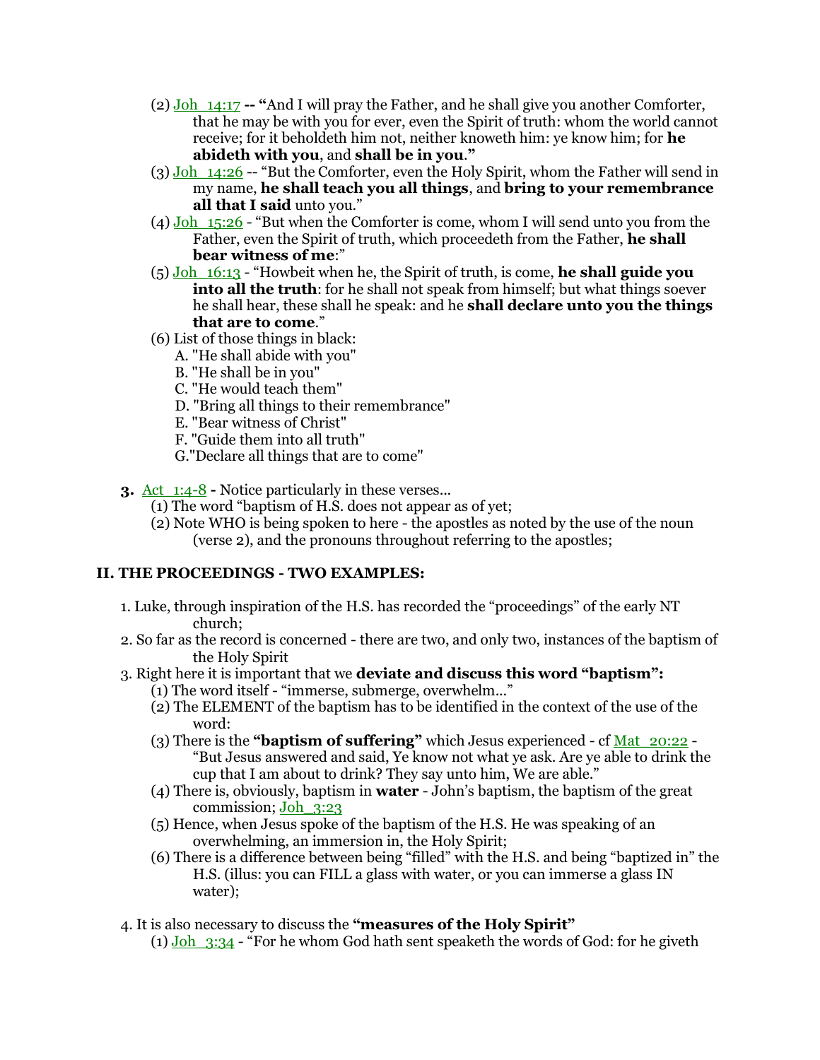(2) Joh_14:17 **-- "**And I will pray the Father, and he shall give you another Comforter, that he may be with you for ever, even the Spirit of truth: whom the world cannot receive; for it beholdeth him not, neither knoweth him: ye know him; for **he abideth with you**, and **shall be in you**.**"**

(3) Joh_14:26 -- "But the Comforter, even the Holy Spirit, whom the Father will send in my name, **he shall teach you all things**, and **bring to your remembrance all that I said** unto you."

(4) Joh_15:26 - "But when the Comforter is come, whom I will send unto you from the Father, even the Spirit of truth, which proceedeth from the Father, **he shall bear witness of me**:"

(5) Joh_16:13 - "Howbeit when he, the Spirit of truth, is come, **he shall guide you into all the truth**: for he shall not speak from himself; but what things soever he shall hear, these shall he speak: and he **shall declare unto you the things that are to come**."

(6) List of those things in black:

A. "He shall abide with you"
B. "He shall be in you"
C. "He would teach them"
D. "Bring all things to their remembrance"
E. "Bear witness of Christ"
F. "Guide them into all truth"
G."Declare all things that are to come"

**3.** Act_1:4-8 **-** Notice particularly in these verses...

(1) The word "baptism of H.S. does not appear as of yet;
(2) Note WHO is being spoken to here - the apostles as noted by the use of the noun (verse 2), and the pronouns throughout referring to the apostles;

## II. THE PROCEEDINGS - TWO EXAMPLES:

1. Luke, through inspiration of the H.S. has recorded the "proceedings" of the early NT church;
2. So far as the record is concerned - there are two, and only two, instances of the baptism of the Holy Spirit
3. Right here it is important that we **deviate and discuss this word "baptism":**

(1) The word itself - "immerse, submerge, overwhelm..."
(2) The ELEMENT of the baptism has to be identified in the context of the use of the word:
(3) There is the **"baptism of suffering"** which Jesus experienced - cf Mat_20:22 - "But Jesus answered and said, Ye know not what ye ask. Are ye able to drink the cup that I am about to drink? They say unto him, We are able."
(4) There is, obviously, baptism in **water** - John's baptism, the baptism of the great commission; Joh_3:23
(5) Hence, when Jesus spoke of the baptism of the H.S. He was speaking of an overwhelming, an immersion in, the Holy Spirit;
(6) There is a difference between being "filled" with the H.S. and being "baptized in" the H.S. (illus: you can FILL a glass with water, or you can immerse a glass IN water);

4. It is also necessary to discuss the **"measures of the Holy Spirit"**

(1) Joh_3:34 - "For he whom God hath sent speaketh the words of God: for he giveth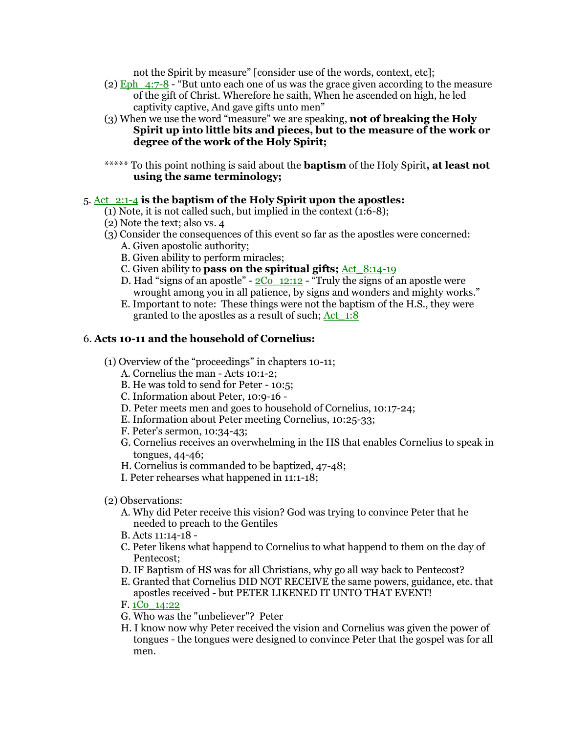not the Spirit by measure" [consider use of the words, context, etc];

(2) Eph_4:7-8 - "But unto each one of us was the grace given according to the measure of the gift of Christ. Wherefore he saith, When he ascended on high, he led captivity captive, And gave gifts unto men"

(3) When we use the word "measure" we are speaking, **not of breaking the Holy Spirit up into little bits and pieces, but to the measure of the work or degree of the work of the Holy Spirit;**

***** To this point nothing is said about the **baptism** of the Holy Spirit**, at least not using the same terminology;**

5. Act_2:1-4 **is the baptism of the Holy Spirit upon the apostles:**

(1) Note, it is not called such, but implied in the context (1:6-8);

(2) Note the text; also vs. 4

(3) Consider the consequences of this event so far as the apostles were concerned:

A. Given apostolic authority;

B. Given ability to perform miracles;

C. Given ability to **pass on the spiritual gifts;** Act_8:14-19

D. Had "signs of an apostle" - 2Co_12:12 - "Truly the signs of an apostle were wrought among you in all patience, by signs and wonders and mighty works."

E. Important to note: These things were not the baptism of the H.S., they were granted to the apostles as a result of such; Act_1:8

6. **Acts 10-11 and the household of Cornelius:**

(1) Overview of the "proceedings" in chapters 10-11;

A. Cornelius the man - Acts 10:1-2;

B. He was told to send for Peter - 10:5;

C. Information about Peter, 10:9-16 -

D. Peter meets men and goes to household of Cornelius, 10:17-24;

E. Information about Peter meeting Cornelius, 10:25-33;

F. Peter's sermon, 10:34-43;

G. Cornelius receives an overwhelming in the HS that enables Cornelius to speak in tongues, 44-46;

H. Cornelius is commanded to be baptized, 47-48;

I. Peter rehearses what happened in 11:1-18;

(2) Observations:

A. Why did Peter receive this vision? God was trying to convince Peter that he needed to preach to the Gentiles

B. Acts 11:14-18 -

C. Peter likens what happend to Cornelius to what happend to them on the day of Pentecost;

D. IF Baptism of HS was for all Christians, why go all way back to Pentecost?

E. Granted that Cornelius DID NOT RECEIVE the same powers, guidance, etc. that apostles received - but PETER LIKENED IT UNTO THAT EVENT!

F. 1Co_14:22

G. Who was the "unbeliever"? Peter

H. I know now why Peter received the vision and Cornelius was given the power of tongues - the tongues were designed to convince Peter that the gospel was for all men.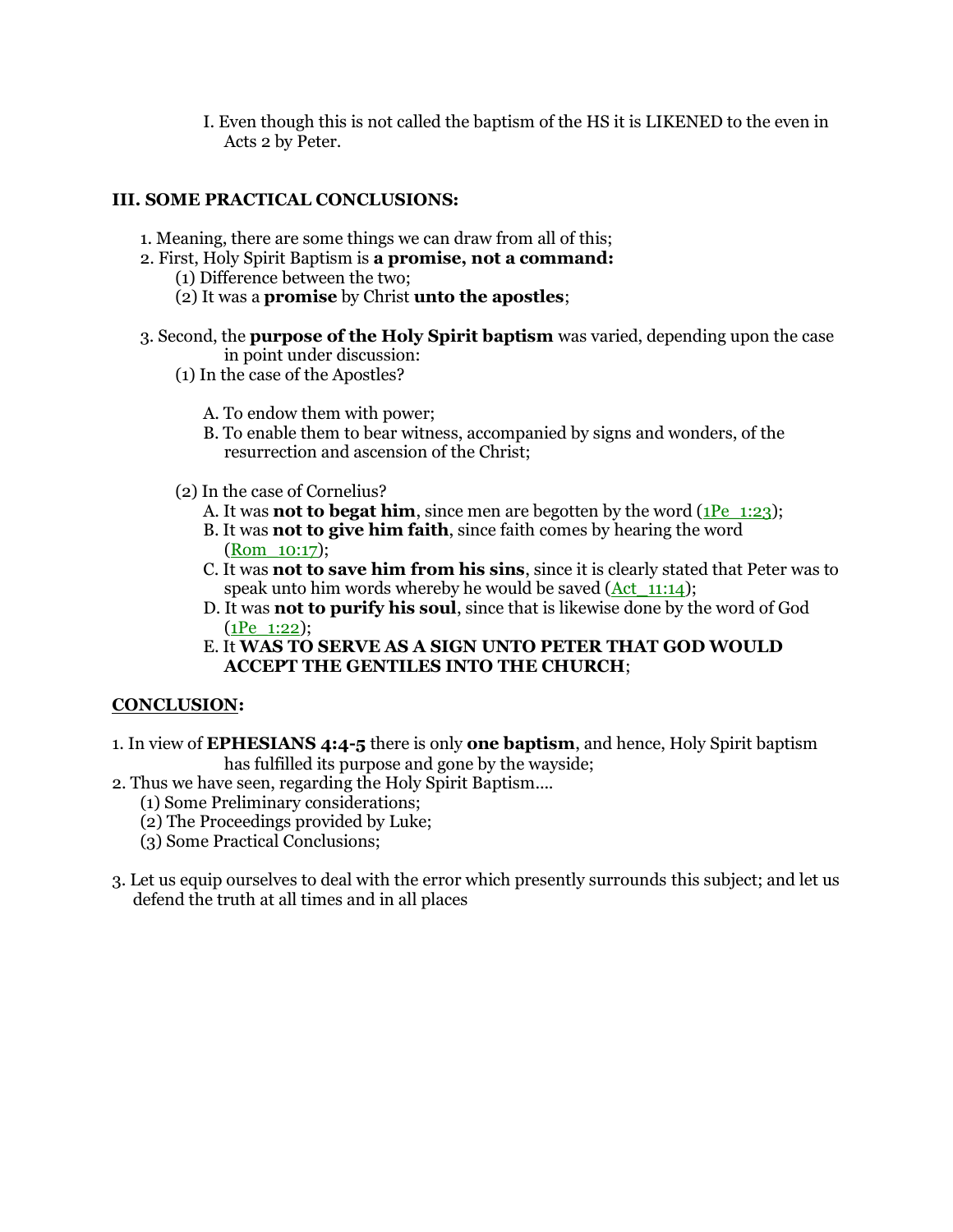I. Even though this is not called the baptism of the HS it is LIKENED to the even in Acts 2 by Peter.

**III. SOME PRACTICAL CONCLUSIONS:**

1. Meaning, there are some things we can draw from all of this;
2. First, Holy Spirit Baptism is **a promise, not a command:**
   (1) Difference between the two;
   (2) It was a **promise** by Christ **unto the apostles**;

3. Second, the **purpose of the Holy Spirit baptism** was varied, depending upon the case in point under discussion:
   (1) In the case of the Apostles?

      A. To endow them with power;
      B. To enable them to bear witness, accompanied by signs and wonders, of the resurrection and ascension of the Christ;

   (2) In the case of Cornelius?
      A. It was **not to begat him**, since men are begotten by the word (1Pe_1:23);
      B. It was **not to give him faith**, since faith comes by hearing the word (Rom_10:17);
      C. It was **not to save him from his sins**, since it is clearly stated that Peter was to speak unto him words whereby he would be saved (Act_11:14);
      D. It was **not to purify his soul**, since that is likewise done by the word of God (1Pe_1:22);
      E. It **WAS TO SERVE AS A SIGN UNTO PETER THAT GOD WOULD ACCEPT THE GENTILES INTO THE CHURCH**;

**CONCLUSION:**

1. In view of **EPHESIANS 4:4-5** there is only **one baptism**, and hence, Holy Spirit baptism has fulfilled its purpose and gone by the wayside;
2. Thus we have seen, regarding the Holy Spirit Baptism....
   (1) Some Preliminary considerations;
   (2) The Proceedings provided by Luke;
   (3) Some Practical Conclusions;

3. Let us equip ourselves to deal with the error which presently surrounds this subject; and let us defend the truth at all times and in all places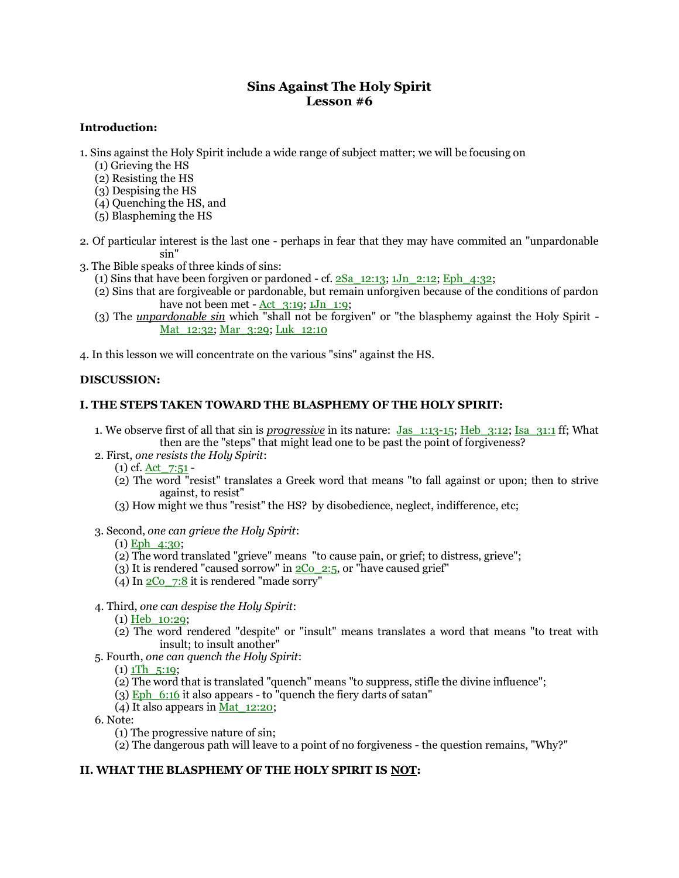# Sins Against The Holy Spirit
# Lesson #6

**Introduction:**

1. Sins against the Holy Spirit include a wide range of subject matter; we will be focusing on
   (1) Grieving the HS
   (2) Resisting the HS
   (3) Despising the HS
   (4) Quenching the HS, and
   (5) Blaspheming the HS

2. Of particular interest is the last one - perhaps in fear that they may have commited an "unpardonable sin"
3. The Bible speaks of three kinds of sins:
   (1) Sins that have been forgiven or pardoned - cf. 2Sa_12:13; 1Jn_2:12; Eph_4:32;
   (2) Sins that are forgiveable or pardonable, but remain unforgiven because of the conditions of pardon have not been met - Act_3:19; 1Jn_1:9;
   (3) The ***unpardonable sin*** which "shall not be forgiven" or "the blasphemy against the Holy Spirit - Mat_12:32; Mar_3:29; Luk_12:10

4. In this lesson we will concentrate on the various "sins" against the HS.

**DISCUSSION:**

**I. THE STEPS TAKEN TOWARD THE BLASPHEMY OF THE HOLY SPIRIT:**

1. We observe first of all that sin is ***progressive*** in its nature: Jas_1:13-15; Heb_3:12; Isa_31:1 ff; What then are the "steps" that might lead one to be past the point of forgiveness?
2. First, *one resists the Holy Spirit*:
   (1) cf. Act_7:51 -
   (2) The word "resist" translates a Greek word that means "to fall against or upon; then to strive against, to resist"
   (3) How might we thus "resist" the HS? by disobedience, neglect, indifference, etc;

3. Second, *one can grieve the Holy Spirit*:
   (1) Eph_4:30;
   (2) The word translated "grieve" means "to cause pain, or grief; to distress, grieve";
   (3) It is rendered "caused sorrow" in 2Co_2:5, or "have caused grief"
   (4) In 2Co_7:8 it is rendered "made sorry"

4. Third, *one can despise the Holy Spirit*:
   (1) Heb_10:29;
   (2) The word rendered "despite" or "insult" means translates a word that means "to treat with insult; to insult another"
5. Fourth, *one can quench the Holy Spirit*:
   (1) 1Th_5:19;
   (2) The word that is translated "quench" means "to suppress, stifle the divine influence";
   (3) Eph_6:16 it also appears - to "quench the fiery darts of satan"
   (4) It also appears in Mat_12:20;
6. Note:
   (1) The progressive nature of sin;
   (2) The dangerous path will leave to a point of no forgiveness - the question remains, "Why?"

**II. WHAT THE BLASPHEMY OF THE HOLY SPIRIT IS NOT:**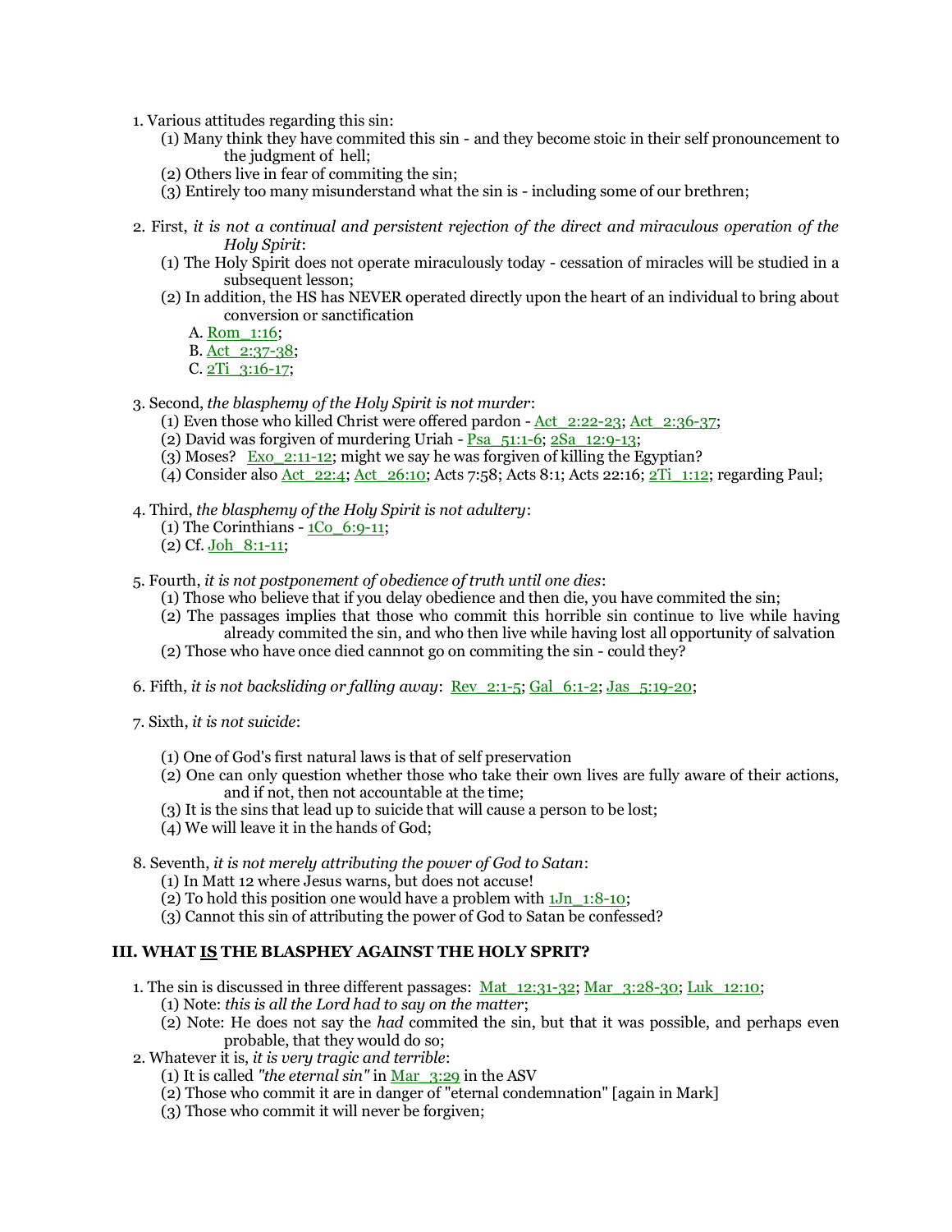1. Various attitudes regarding this sin:
    (1) Many think they have commited this sin - and they become stoic in their self pronouncement to the judgment of hell;
    (2) Others live in fear of commiting the sin;
    (3) Entirely too many misunderstand what the sin is - including some of our brethren;

2. First, *it is not a continual and persistent rejection of the direct and miraculous operation of the Holy Spirit*:
    (1) The Holy Spirit does not operate miraculously today - cessation of miracles will be studied in a subsequent lesson;
    (2) In addition, the HS has NEVER operated directly upon the heart of an individual to bring about conversion or sanctification
        A. Rom_1:16;
        B. Act_2:37-38;
        C. 2Ti_3:16-17;

3. Second, *the blasphemy of the Holy Spirit is not murder*:
    (1) Even those who killed Christ were offered pardon - Act_2:22-23; Act_2:36-37;
    (2) David was forgiven of murdering Uriah - Psa_51:1-6; 2Sa_12:9-13;
    (3) Moses? Exo_2:11-12; might we say he was forgiven of killing the Egyptian?
    (4) Consider also Act_22:4; Act_26:10; Acts 7:58; Acts 8:1; Acts 22:16; 2Ti_1:12; regarding Paul;

4. Third, *the blasphemy of the Holy Spirit is not adultery*:
    (1) The Corinthians - 1Co_6:9-11;
    (2) Cf. Joh_8:1-11;

5. Fourth, *it is not postponement of obedience of truth until one dies*:
    (1) Those who believe that if you delay obedience and then die, you have commited the sin;
    (2) The passages implies that those who commit this horrible sin continue to live while having already commited the sin, and who then live while having lost all opportunity of salvation
    (2) Those who have once died cannnot go on commiting the sin - could they?

6. Fifth, *it is not backsliding or falling away*: Rev_2:1-5; Gal_6:1-2; Jas_5:19-20;

7. Sixth, *it is not suicide*:
    (1) One of God's first natural laws is that of self preservation
    (2) One can only question whether those who take their own lives are fully aware of their actions, and if not, then not accountable at the time;
    (3) It is the sins that lead up to suicide that will cause a person to be lost;
    (4) We will leave it in the hands of God;

8. Seventh, *it is not merely attributing the power of God to Satan*:
    (1) In Matt 12 where Jesus warns, but does not accuse!
    (2) To hold this position one would have a problem with 1Jn_1:8-10;
    (3) Cannot this sin of attributing the power of God to Satan be confessed?

## III. WHAT <u>IS</u> THE BLASPHEY AGAINST THE HOLY SPRIT?

1. The sin is discussed in three different passages: Mat_12:31-32; Mar_3:28-30; Luk_12:10;
    (1) Note: *this is all the Lord had to say on the matter*;
    (2) Note: He does not say the *had* commited the sin, but that it was possible, and perhaps even probable, that they would do so;
2. Whatever it is, *it is very tragic and terrible*:
    (1) It is called *"the eternal sin"* in Mar_3:29 in the ASV
    (2) Those who commit it are in danger of "eternal condemnation" [again in Mark]
    (3) Those who commit it will never be forgiven;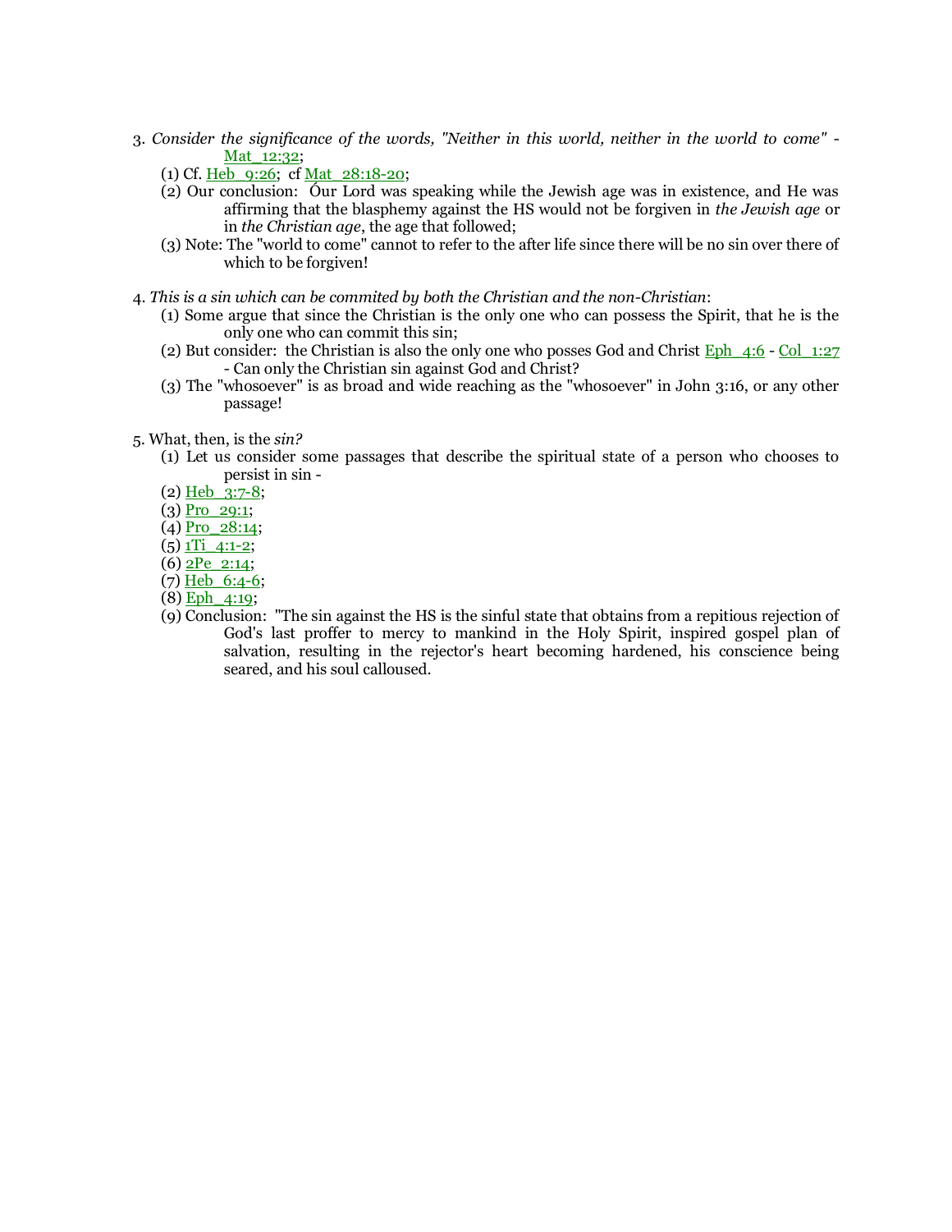3. *Consider the significance of the words, "Neither in this world, neither in the world to come"* - Mat_12:32;
   (1) Cf. Heb_9:26; cf Mat_28:18-20;
   (2) Our conclusion: Óur Lord was speaking while the Jewish age was in existence, and He was affirming that the blasphemy against the HS would not be forgiven in *the Jewish age* or in *the Christian age*, the age that followed;
   (3) Note: The "world to come" cannot to refer to the after life since there will be no sin over there of which to be forgiven!

4. *This is a sin which can be commited by both the Christian and the non-Christian*:
   (1) Some argue that since the Christian is the only one who can possess the Spirit, that he is the only one who can commit this sin;
   (2) But consider: the Christian is also the only one who posses God and Christ Eph_4:6 - Col_1:27 - Can only the Christian sin against God and Christ?
   (3) The "whosoever" is as broad and wide reaching as the "whosoever" in John 3:16, or any other passage!

5. What, then, is the *sin?*
   (1) Let us consider some passages that describe the spiritual state of a person who chooses to persist in sin -
   (2) Heb_3:7-8;
   (3) Pro_29:1;
   (4) Pro_28:14;
   (5) 1Ti_4:1-2;
   (6) 2Pe_2:14;
   (7) Heb_6:4-6;
   (8) Eph_4:19;
   (9) Conclusion: "The sin against the HS is the sinful state that obtains from a repitious rejection of God's last proffer to mercy to mankind in the Holy Spirit, inspired gospel plan of salvation, resulting in the rejector's heart becoming hardened, his conscience being seared, and his soul calloused.